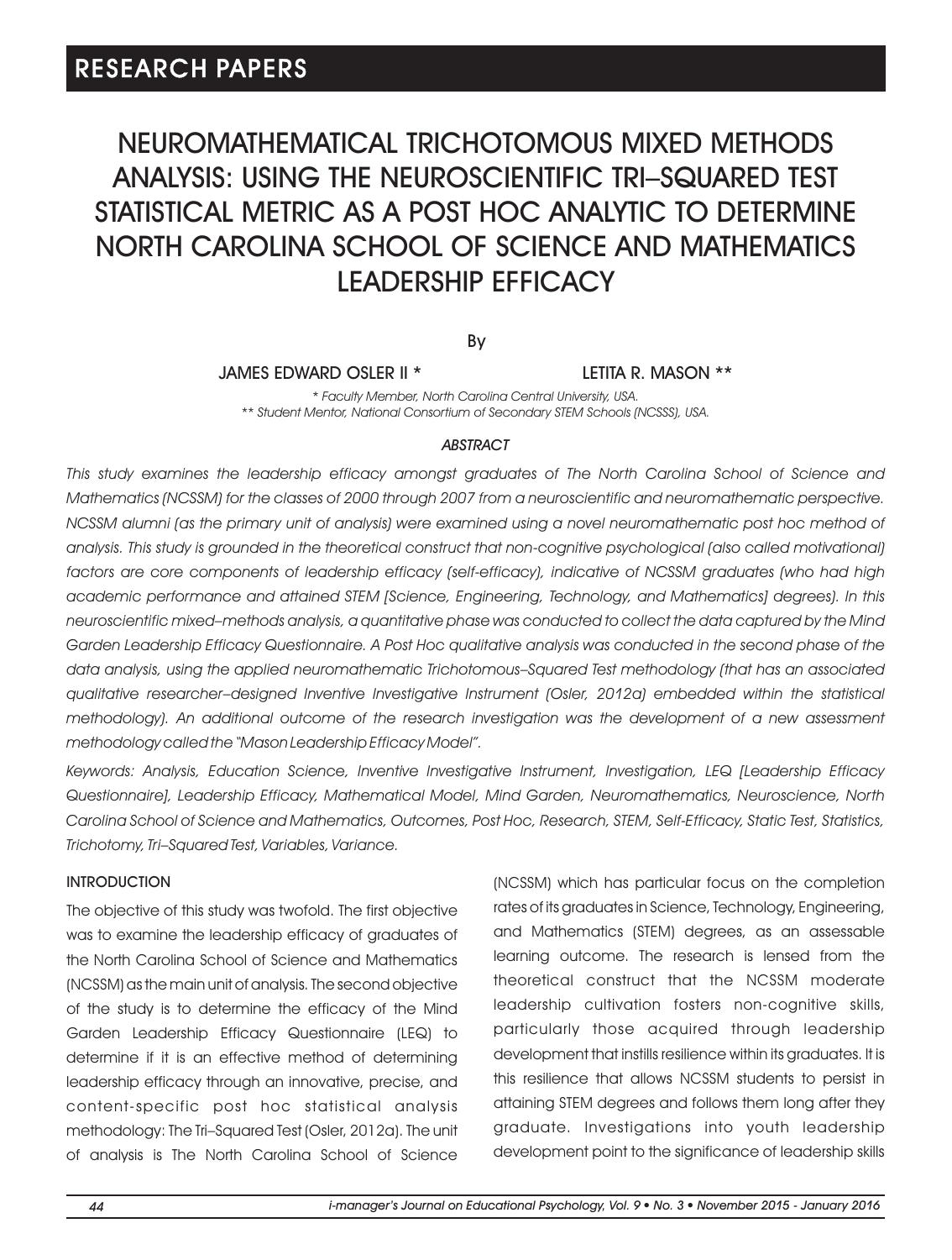RESEARCH PAPERS

# NEUROMATHEMATICAL TRICHOTOMOUS MIXED METHODS ANALYSIS: USING THE NEUROSCIENTIFIC TRI–SQUARED TEST STATISTICAL METRIC AS A POST HOC ANALYTIC TO DETERMINE NORTH CAROLINA SCHOOL OF SCIENCE AND MATHEMATICS LEADERSHIP EFFICACY

By

JAMES EDWARD OSLER II * LETITA R. MASON **

*\* Faculty Member, North Carolina Central University, USA.*
*\*\* Student Mentor, National Consortium of Secondary STEM Schools (NCSSS), USA.*

*ABSTRACT*

*This study examines the leadership efficacy amongst graduates of The North Carolina School of Science and Mathematics (NCSSM) for the classes of 2000 through 2007 from a neuroscientific and neuromathematic perspective. NCSSM alumni (as the primary unit of analysis) were examined using a novel neuromathematic post hoc method of analysis. This study is grounded in the theoretical construct that non-cognitive psychological (also called motivational) factors are core components of leadership efficacy (self-efficacy), indicative of NCSSM graduates (who had high academic performance and attained STEM [Science, Engineering, Technology, and Mathematics] degrees). In this neuroscientific mixed–methods analysis, a quantitative phase was conducted to collect the data captured by the Mind Garden Leadership Efficacy Questionnaire. A Post Hoc qualitative analysis was conducted in the second phase of the data analysis, using the applied neuromathematic Trichotomous–Squared Test methodology (that has an associated qualitative researcher–designed Inventive Investigative Instrument (Osler, 2012a) embedded within the statistical methodology). An additional outcome of the research investigation was the development of a new assessment methodology called the "Mason Leadership Efficacy Model".*

*Keywords: Analysis, Education Science, Inventive Investigative Instrument, Investigation, LEQ [Leadership Efficacy Questionnaire], Leadership Efficacy, Mathematical Model, Mind Garden, Neuromathematics, Neuroscience, North Carolina School of Science and Mathematics, Outcomes, Post Hoc, Research, STEM, Self-Efficacy, Static Test, Statistics, Trichotomy, Tri–Squared Test, Variables, Variance.*

## INTRODUCTION

The objective of this study was twofold. The first objective was to examine the leadership efficacy of graduates of the North Carolina School of Science and Mathematics (NCSSM) as the main unit of analysis. The second objective of the study is to determine the efficacy of the Mind Garden Leadership Efficacy Questionnaire (LEQ) to determine if it is an effective method of determining leadership efficacy through an innovative, precise, and content-specific post hoc statistical analysis methodology: The Tri–Squared Test (Osler, 2012a). The unit of analysis is The North Carolina School of Science (NCSSM) which has particular focus on the completion rates of its graduates in Science, Technology, Engineering, and Mathematics (STEM) degrees, as an assessable learning outcome. The research is lensed from the theoretical construct that the NCSSM moderate leadership cultivation fosters non-cognitive skills, particularly those acquired through leadership development that instills resilience within its graduates. It is this resilience that allows NCSSM students to persist in attaining STEM degrees and follows them long after they graduate. Investigations into youth leadership development point to the significance of leadership skills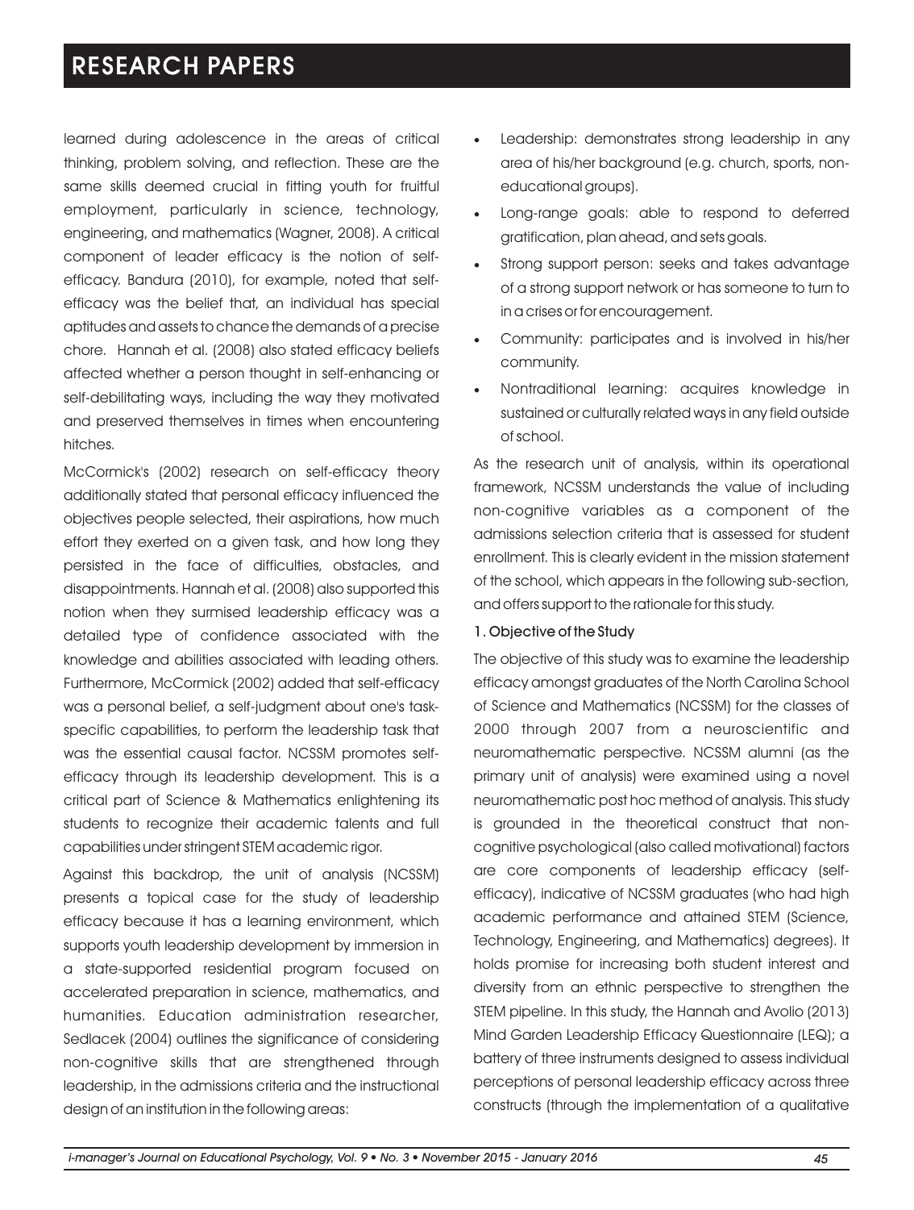learned during adolescence in the areas of critical thinking, problem solving, and reflection. These are the same skills deemed crucial in fitting youth for fruitful employment, particularly in science, technology, engineering, and mathematics (Wagner, 2008). A critical component of leader efficacy is the notion of self-efficacy. Bandura (2010), for example, noted that self-efficacy was the belief that, an individual has special aptitudes and assets to chance the demands of a precise chore. Hannah et al. (2008) also stated efficacy beliefs affected whether a person thought in self-enhancing or self-debilitating ways, including the way they motivated and preserved themselves in times when encountering hitches.

McCormick's (2002) research on self-efficacy theory additionally stated that personal efficacy influenced the objectives people selected, their aspirations, how much effort they exerted on a given task, and how long they persisted in the face of difficulties, obstacles, and disappointments. Hannah et al. (2008) also supported this notion when they surmised leadership efficacy was a detailed type of confidence associated with the knowledge and abilities associated with leading others. Furthermore, McCormick (2002) added that self-efficacy was a personal belief, a self-judgment about one's task-specific capabilities, to perform the leadership task that was the essential causal factor. NCSSM promotes self-efficacy through its leadership development. This is a critical part of Science & Mathematics enlightening its students to recognize their academic talents and full capabilities under stringent STEM academic rigor.

Against this backdrop, the unit of analysis (NCSSM) presents a topical case for the study of leadership efficacy because it has a learning environment, which supports youth leadership development by immersion in a state-supported residential program focused on accelerated preparation in science, mathematics, and humanities. Education administration researcher, Sedlacek (2004) outlines the significance of considering non-cognitive skills that are strengthened through leadership, in the admissions criteria and the instructional design of an institution in the following areas:

- Leadership: demonstrates strong leadership in any area of his/her background (e.g. church, sports, non-educational groups).
- Long-range goals: able to respond to deferred gratification, plan ahead, and sets goals.
- Strong support person: seeks and takes advantage of a strong support network or has someone to turn to in a crises or for encouragement.
- Community: participates and is involved in his/her community.
- Nontraditional learning: acquires knowledge in sustained or culturally related ways in any field outside of school.

As the research unit of analysis, within its operational framework, NCSSM understands the value of including non-cognitive variables as a component of the admissions selection criteria that is assessed for student enrollment. This is clearly evident in the mission statement of the school, which appears in the following sub-section, and offers support to the rationale for this study.

### 1. Objective of the Study

The objective of this study was to examine the leadership efficacy amongst graduates of the North Carolina School of Science and Mathematics (NCSSM) for the classes of 2000 through 2007 from a neuroscientific and neuromathematic perspective. NCSSM alumni (as the primary unit of analysis) were examined using a novel neuromathematic post hoc method of analysis. This study is grounded in the theoretical construct that non-cognitive psychological (also called motivational) factors are core components of leadership efficacy (self-efficacy), indicative of NCSSM graduates (who had high academic performance and attained STEM (Science, Technology, Engineering, and Mathematics) degrees). It holds promise for increasing both student interest and diversity from an ethnic perspective to strengthen the STEM pipeline. In this study, the Hannah and Avolio (2013) Mind Garden Leadership Efficacy Questionnaire (LEQ); a battery of three instruments designed to assess individual perceptions of personal leadership efficacy across three constructs (through the implementation of a qualitative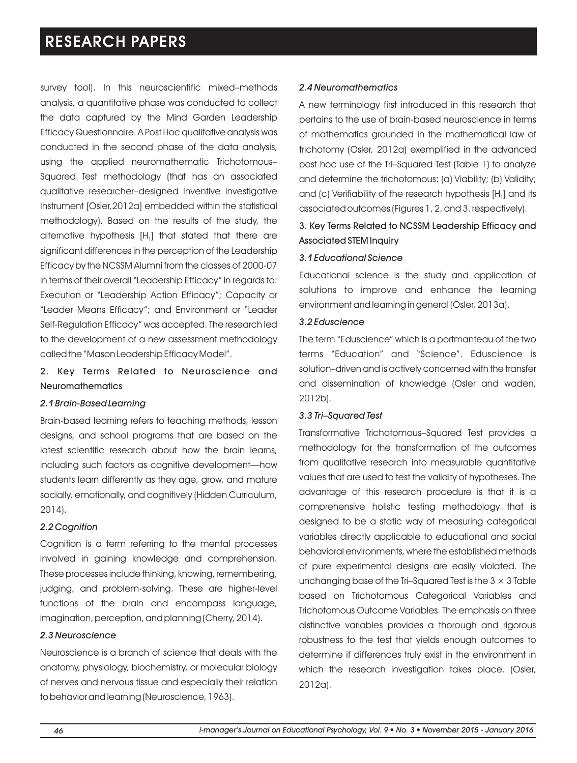survey tool). In this neuroscientific mixed–methods analysis, a quantitative phase was conducted to collect the data captured by the Mind Garden Leadership Efficacy Questionnaire. A Post Hoc qualitative analysis was conducted in the second phase of the data analysis, using the applied neuromathematic Trichotomous–Squared Test methodology (that has an associated qualitative researcher–designed Inventive Investigative Instrument [Osler,2012a] embedded within the statistical methodology). Based on the results of the study, the alternative hypothesis [$H_1$] that stated that there are significant differences in the perception of the Leadership Efficacy by the NCSSM Alumni from the classes of 2000-07 in terms of their overall "Leadership Efficacy" in regards to: Execution or "Leadership Action Efficacy"; Capacity or "Leader Means Efficacy"; and Environment or "Leader Self-Regulation Efficacy" was accepted. The research led to the development of a new assessment methodology called the "Mason Leadership Efficacy Model".

## 2. Key Terms Related to Neuroscience and Neuromathematics

### *2.1 Brain-Based Learning*

Brain-based learning refers to teaching methods, lesson designs, and school programs that are based on the latest scientific research about how the brain learns, including such factors as cognitive development—how students learn differently as they age, grow, and mature socially, emotionally, and cognitively (Hidden Curriculum, 2014).

### *2.2 Cognition*

Cognition is a term referring to the mental processes involved in gaining knowledge and comprehension. These processes include thinking, knowing, remembering, judging, and problem-solving. These are higher-level functions of the brain and encompass language, imagination, perception, and planning (Cherry, 2014).

### *2.3 Neuroscience*

Neuroscience is a branch of science that deals with the anatomy, physiology, biochemistry, or molecular biology of nerves and nervous tissue and especially their relation to behavior and learning (Neuroscience, 1963).

### *2.4 Neuromathematics*

A new terminology first introduced in this research that pertains to the use of brain-based neuroscience in terms of mathematics grounded in the mathematical law of trichotomy (Osler, 2012a) exemplified in the advanced post hoc use of the Tri–Squared Test (Table 1) to analyze and determine the trichotomous: (a) Viability; (b) Validity; and (c) Verifiability of the research hypothesis [$H_1$] and its associated outcomes (Figures 1, 2, and 3. respectively).

## 3. Key Terms Related to NCSSM Leadership Efficacy and Associated STEM Inquiry

### *3.1 Educational Science*

Educational science is the study and application of solutions to improve and enhance the learning environment and learning in general (Osler, 2013a).

### *3.2 Eduscience*

The term "Eduscience" which is a portmanteau of the two terms "Education" and "Science". Eduscience is solution–driven and is actively concerned with the transfer and dissemination of knowledge (Osler and waden, 2012b).

### *3.3 Tri–Squared Test*

Transformative Trichotomous–Squared Test provides a methodology for the transformation of the outcomes from qualitative research into measurable quantitative values that are used to test the validity of hypotheses. The advantage of this research procedure is that it is a comprehensive holistic testing methodology that is designed to be a static way of measuring categorical variables directly applicable to educational and social behavioral environments, where the established methods of pure experimental designs are easily violated. The unchanging base of the Tri–Squared Test is the $3 \times 3$ Table based on Trichotomous Categorical Variables and Trichotomous Outcome Variables. The emphasis on three distinctive variables provides a thorough and rigorous robustness to the test that yields enough outcomes to determine if differences truly exist in the environment in which the research investigation takes place. (Osler, 2012a).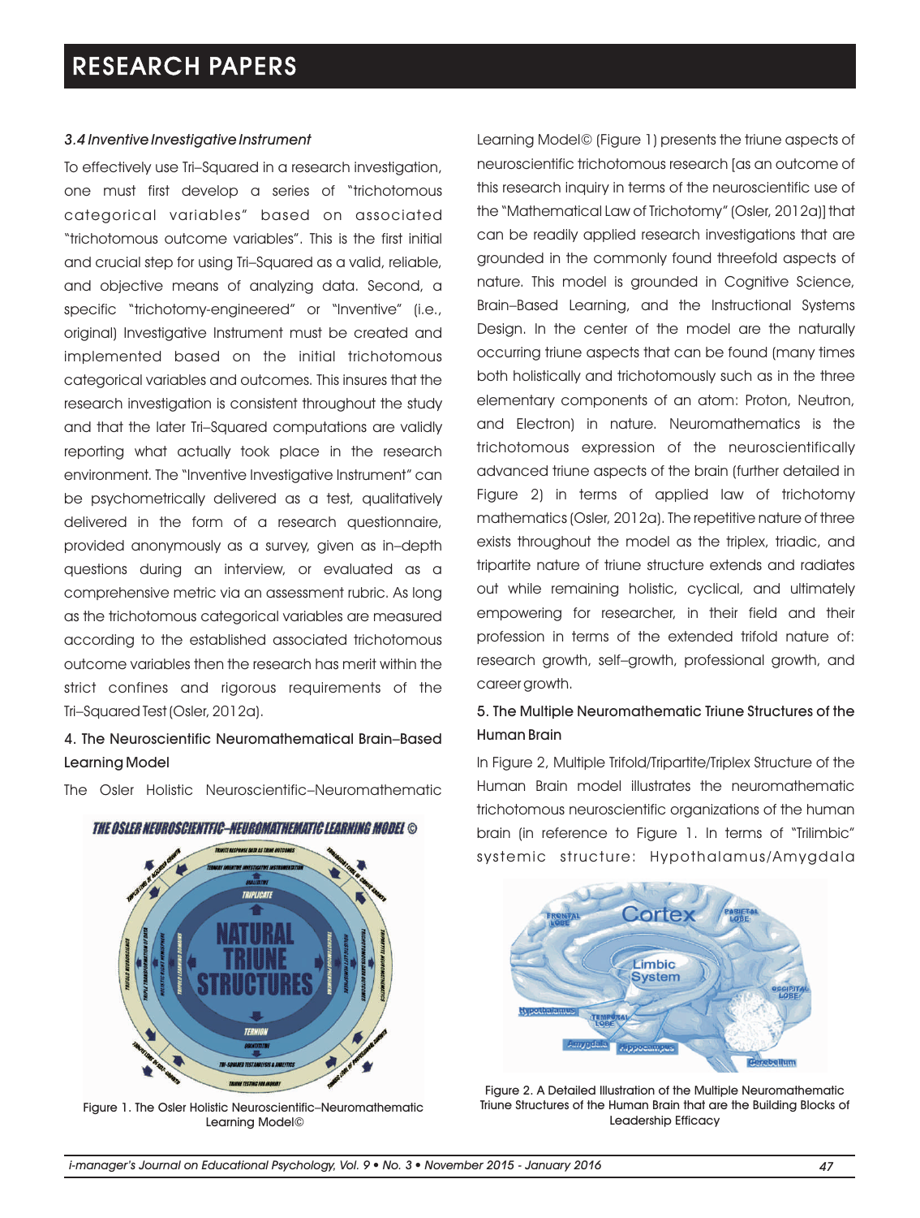*3.4 Inventive Investigative Instrument*

To effectively use Tri–Squared in a research investigation, one must first develop a series of "trichotomous categorical variables" based on associated "trichotomous outcome variables". This is the first initial and crucial step for using Tri–Squared as a valid, reliable, and objective means of analyzing data. Second, a specific "trichotomy-engineered" or "Inventive" (i.e., original) Investigative Instrument must be created and implemented based on the initial trichotomous categorical variables and outcomes. This insures that the research investigation is consistent throughout the study and that the later Tri–Squared computations are validly reporting what actually took place in the research environment. The "Inventive Investigative Instrument" can be psychometrically delivered as a test, qualitatively delivered in the form of a research questionnaire, provided anonymously as a survey, given as in–depth questions during an interview, or evaluated as a comprehensive metric via an assessment rubric. As long as the trichotomous categorical variables are measured according to the established associated trichotomous outcome variables then the research has merit within the strict confines and rigorous requirements of the Tri–Squared Test (Osler, 2012a).

## 4. The Neuroscientific Neuromathematical Brain–Based Learning Model

The Osler Holistic Neuroscientific–Neuromathematic Learning Model© (Figure 1) presents the triune aspects of neuroscientific trichotomous research [as an outcome of this research inquiry in terms of the neuroscientific use of the "Mathematical Law of Trichotomy" (Osler, 2012a)] that can be readily applied research investigations that are grounded in the commonly found threefold aspects of nature. This model is grounded in Cognitive Science, Brain–Based Learning, and the Instructional Systems Design. In the center of the model are the naturally occurring triune aspects that can be found (many times both holistically and trichotomously such as in the three elementary components of an atom: Proton, Neutron, and Electron) in nature. Neuromathematics is the trichotomous expression of the neuroscientifically advanced triune aspects of the brain (further detailed in Figure 2) in terms of applied law of trichotomy mathematics (Osler, 2012a). The repetitive nature of three exists throughout the model as the triplex, triadic, and tripartite nature of triune structure extends and radiates out while remaining holistic, cyclical, and ultimately empowering for researcher, in their field and their profession in terms of the extended trifold nature of: research growth, self–growth, professional growth, and career growth.

Figure 1. The Osler Holistic Neuroscientific–Neuromathematic Learning Model©

## 5. The Multiple Neuromathematic Triune Structures of the Human Brain

In Figure 2, Multiple Trifold/Tripartite/Triplex Structure of the Human Brain model illustrates the neuromathematic trichotomous neuroscientific organizations of the human brain (in reference to Figure 1. In terms of "Trilimbic" systemic structure: Hypothalamus/Amygdala

Figure 2. A Detailed Illustration of the Multiple Neuromathematic Triune Structures of the Human Brain that are the Building Blocks of Leadership Efficacy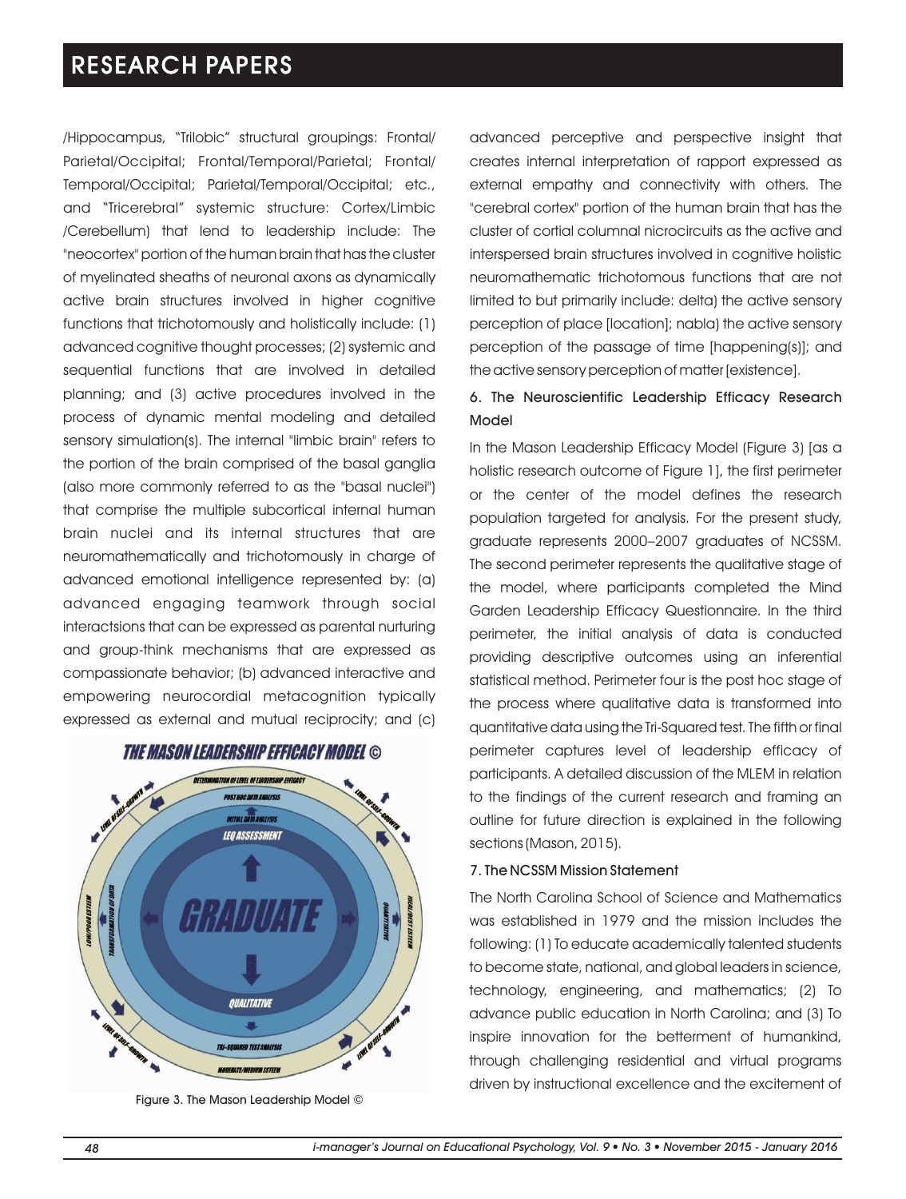/Hippocampus, "Trilobic" structural groupings: Frontal/ Parietal/Occipital; Frontal/Temporal/Parietal; Frontal/ Temporal/Occipital; Parietal/Temporal/Occipital; etc., and "Tricerebral" systemic structure: Cortex/Limbic /Cerebellum) that lend to leadership include: The "neocortex" portion of the human brain that has the cluster of myelinated sheaths of neuronal axons as dynamically active brain structures involved in higher cognitive functions that trichotomously and holistically include: (1) advanced cognitive thought processes; (2) systemic and sequential functions that are involved in detailed planning; and (3) active procedures involved in the process of dynamic mental modeling and detailed sensory simulation(s). The internal "limbic brain" refers to the portion of the brain comprised of the basal ganglia (also more commonly referred to as the "basal nuclei") that comprise the multiple subcortical internal human brain nuclei and its internal structures that are neuromathematically and trichotomously in charge of advanced emotional intelligence represented by: (a) advanced engaging teamwork through social interactsions that can be expressed as parental nurturing and group-think mechanisms that are expressed as compassionate behavior; (b) advanced interactive and empowering neurocordial metacognition typically expressed as external and mutual reciprocity; and (c) advanced perceptive and perspective insight that creates internal interpretation of rapport expressed as external empathy and connectivity with others. The "cerebral cortex" portion of the human brain that has the cluster of cortial columnal nicrocircuits as the active and interspersed brain structures involved in cognitive holistic neuromathematic trichotomous functions that are not limited to but primarily include: delta) the active sensory perception of place [location]; nabla) the active sensory perception of the passage of time [happening(s)]; and the active sensory perception of matter [existence].

THE MASON LEADERSHIP EFFICACY MODEL ©

DETERMINATION OF LEVEL OF LEADERSHIP EFFICACY

POST HOC DATA ANALYSIS

INITIAL DATA ANALYSIS

LEQ ASSESSMENT

GRADUATE

QUALITATIVE

TRI-SQUARED TEST ANALYSIS

MODERATE/MEDIUM ESTEEM

LOW/POOR ESTEEM

TRANSFORMATION OF DATA

QUANTITATIVE

HIGH/BEST ESTEEM

LEVEL OF SELF-GROWTH

Figure 3. The Mason Leadership Model ©

## 6. The Neuroscientific Leadership Efficacy Research Model

In the Mason Leadership Efficacy Model (Figure 3) [as a holistic research outcome of Figure 1], the first perimeter or the center of the model defines the research population targeted for analysis. For the present study, graduate represents 2000–2007 graduates of NCSSM. The second perimeter represents the qualitative stage of the model, where participants completed the Mind Garden Leadership Efficacy Questionnaire. In the third perimeter, the initial analysis of data is conducted providing descriptive outcomes using an inferential statistical method. Perimeter four is the post hoc stage of the process where qualitative data is transformed into quantitative data using the Tri-Squared test. The fifth or final perimeter captures level of leadership efficacy of participants. A detailed discussion of the MLEM in relation to the findings of the current research and framing an outline for future direction is explained in the following sections (Mason, 2015).

## 7. The NCSSM Mission Statement

The North Carolina School of Science and Mathematics was established in 1979 and the mission includes the following: (1) To educate academically talented students to become state, national, and global leaders in science, technology, engineering, and mathematics; (2) To advance public education in North Carolina; and (3) To inspire innovation for the betterment of humankind, through challenging residential and virtual programs driven by instructional excellence and the excitement of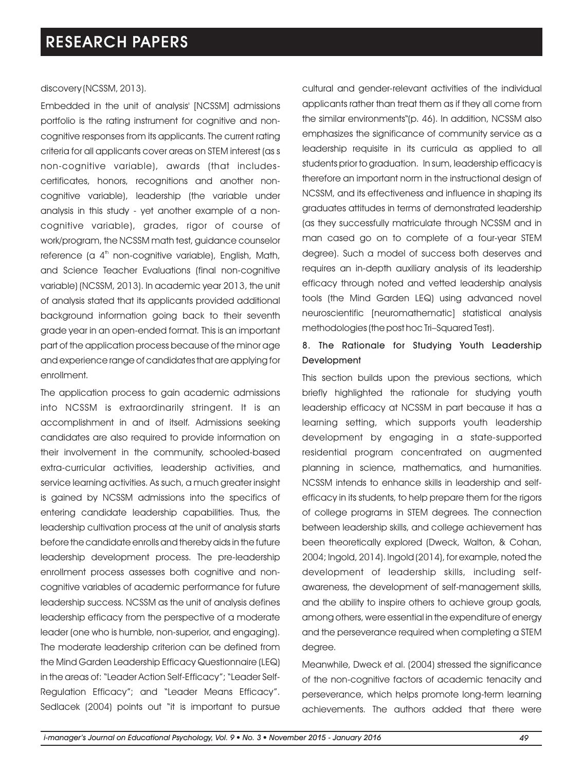discovery (NCSSM, 2013).

Embedded in the unit of analysis' [NCSSM] admissions portfolio is the rating instrument for cognitive and non-cognitive responses from its applicants. The current rating criteria for all applicants cover areas on STEM interest (as s non-cognitive variable), awards (that includes- certificates, honors, recognitions and another non-cognitive variable), leadership (the variable under analysis in this study - yet another example of a non-cognitive variable), grades, rigor of course of work/program, the NCSSM math test, guidance counselor reference (a 4th non-cognitive variable), English, Math, and Science Teacher Evaluations (final non-cognitive variable) (NCSSM, 2013). In academic year 2013, the unit of analysis stated that its applicants provided additional background information going back to their seventh grade year in an open-ended format. This is an important part of the application process because of the minor age and experience range of candidates that are applying for enrollment.

The application process to gain academic admissions into NCSSM is extraordinarily stringent. It is an accomplishment in and of itself. Admissions seeking candidates are also required to provide information on their involvement in the community, schooled-based extra-curricular activities, leadership activities, and service learning activities. As such, a much greater insight is gained by NCSSM admissions into the specifics of entering candidate leadership capabilities. Thus, the leadership cultivation process at the unit of analysis starts before the candidate enrolls and thereby aids in the future leadership development process. The pre-leadership enrollment process assesses both cognitive and non-cognitive variables of academic performance for future leadership success. NCSSM as the unit of analysis defines leadership efficacy from the perspective of a moderate leader (one who is humble, non-superior, and engaging). The moderate leadership criterion can be defined from the Mind Garden Leadership Efficacy Questionnaire (LEQ) in the areas of: "Leader Action Self-Efficacy"; "Leader Self-Regulation Efficacy"; and "Leader Means Efficacy". Sedlacek (2004) points out "it is important to pursue cultural and gender-relevant activities of the individual applicants rather than treat them as if they all come from the similar environments"(p. 46). In addition, NCSSM also emphasizes the significance of community service as a leadership requisite in its curricula as applied to all students prior to graduation. In sum, leadership efficacy is therefore an important norm in the instructional design of NCSSM, and its effectiveness and influence in shaping its graduates attitudes in terms of demonstrated leadership (as they successfully matriculate through NCSSM and in man cased go on to complete of a four-year STEM degree). Such a model of success both deserves and requires an in-depth auxiliary analysis of its leadership efficacy through noted and vetted leadership analysis tools (the Mind Garden LEQ) using advanced novel neuroscientific [neuromathematic] statistical analysis methodologies (the post hoc Tri–Squared Test).

## 8. The Rationale for Studying Youth Leadership Development

This section builds upon the previous sections, which briefly highlighted the rationale for studying youth leadership efficacy at NCSSM in part because it has a learning setting, which supports youth leadership development by engaging in a state-supported residential program concentrated on augmented planning in science, mathematics, and humanities. NCSSM intends to enhance skills in leadership and self-efficacy in its students, to help prepare them for the rigors of college programs in STEM degrees. The connection between leadership skills, and college achievement has been theoretically explored (Dweck, Walton, & Cohan, 2004; Ingold, 2014). Ingold (2014), for example, noted the development of leadership skills, including self-awareness, the development of self-management skills, and the ability to inspire others to achieve group goals, among others, were essential in the expenditure of energy and the perseverance required when completing a STEM degree.

Meanwhile, Dweck et al. (2004) stressed the significance of the non-cognitive factors of academic tenacity and perseverance, which helps promote long-term learning achievements. The authors added that there were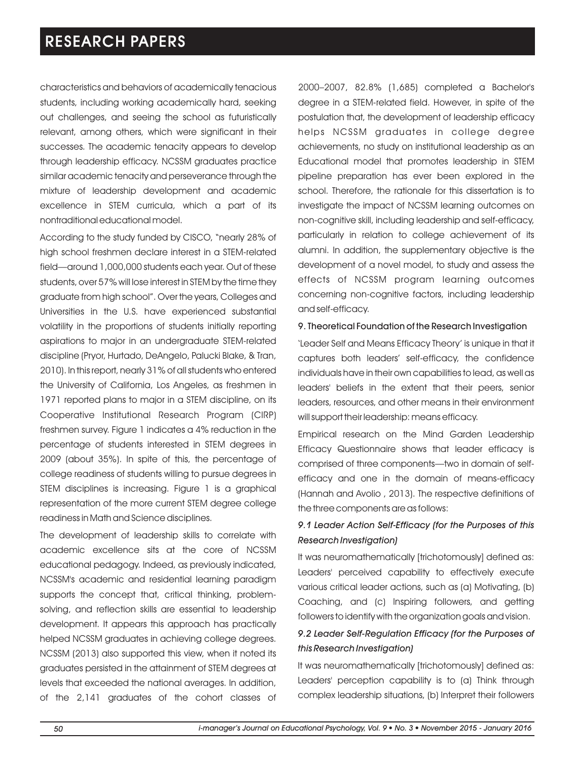characteristics and behaviors of academically tenacious students, including working academically hard, seeking out challenges, and seeing the school as futuristically relevant, among others, which were significant in their successes. The academic tenacity appears to develop through leadership efficacy. NCSSM graduates practice similar academic tenacity and perseverance through the mixture of leadership development and academic excellence in STEM curricula, which a part of its nontraditional educational model.

According to the study funded by CISCO, "nearly 28% of high school freshmen declare interest in a STEM-related field—around 1,000,000 students each year. Out of these students, over 57% will lose interest in STEM by the time they graduate from high school". Over the years, Colleges and Universities in the U.S. have experienced substantial volatility in the proportions of students initially reporting aspirations to major in an undergraduate STEM-related discipline (Pryor, Hurtado, DeAngelo, Palucki Blake, & Tran, 2010). In this report, nearly 31% of all students who entered the University of California, Los Angeles, as freshmen in 1971 reported plans to major in a STEM discipline, on its Cooperative Institutional Research Program (CIRP) freshmen survey. Figure 1 indicates a 4% reduction in the percentage of students interested in STEM degrees in 2009 (about 35%). In spite of this, the percentage of college readiness of students willing to pursue degrees in STEM disciplines is increasing. Figure 1 is a graphical representation of the more current STEM degree college readiness in Math and Science disciplines.

The development of leadership skills to correlate with academic excellence sits at the core of NCSSM educational pedagogy. Indeed, as previously indicated, NCSSM's academic and residential learning paradigm supports the concept that, critical thinking, problem-solving, and reflection skills are essential to leadership development. It appears this approach has practically helped NCSSM graduates in achieving college degrees. NCSSM (2013) also supported this view, when it noted its graduates persisted in the attainment of STEM degrees at levels that exceeded the national averages. In addition, of the 2,141 graduates of the cohort classes of 2000–2007, 82.8% (1,685) completed a Bachelor's degree in a STEM-related field. However, in spite of the postulation that, the development of leadership efficacy helps NCSSM graduates in college degree achievements, no study on institutional leadership as an Educational model that promotes leadership in STEM pipeline preparation has ever been explored in the school. Therefore, the rationale for this dissertation is to investigate the impact of NCSSM learning outcomes on non-cognitive skill, including leadership and self-efficacy, particularly in relation to college achievement of its alumni. In addition, the supplementary objective is the development of a novel model, to study and assess the effects of NCSSM program learning outcomes concerning non-cognitive factors, including leadership and self-efficacy.

## 9. Theoretical Foundation of the Research Investigation

'Leader Self and Means Efficacy Theory' is unique in that it captures both leaders' self-efficacy, the confidence individuals have in their own capabilities to lead, as well as leaders' beliefs in the extent that their peers, senior leaders, resources, and other means in their environment will support their leadership: means efficacy.

Empirical research on the Mind Garden Leadership Efficacy Questionnaire shows that leader efficacy is comprised of three components—two in domain of self-efficacy and one in the domain of means-efficacy (Hannah and Avolio , 2013). The respective definitions of the three components are as follows:

### *9.1 Leader Action Self-Efficacy (for the Purposes of this Research Investigation)*

It was neuromathematically [trichotomously] defined as: Leaders' perceived capability to effectively execute various critical leader actions, such as (a) Motivating, (b) Coaching, and (c) Inspiring followers, and getting followers to identify with the organization goals and vision.

### *9.2 Leader Self-Regulation Efficacy (for the Purposes of this Research Investigation)*

It was neuromathematically [trichotomously] defined as: Leaders' perception capability is to (a) Think through complex leadership situations, (b) Interpret their followers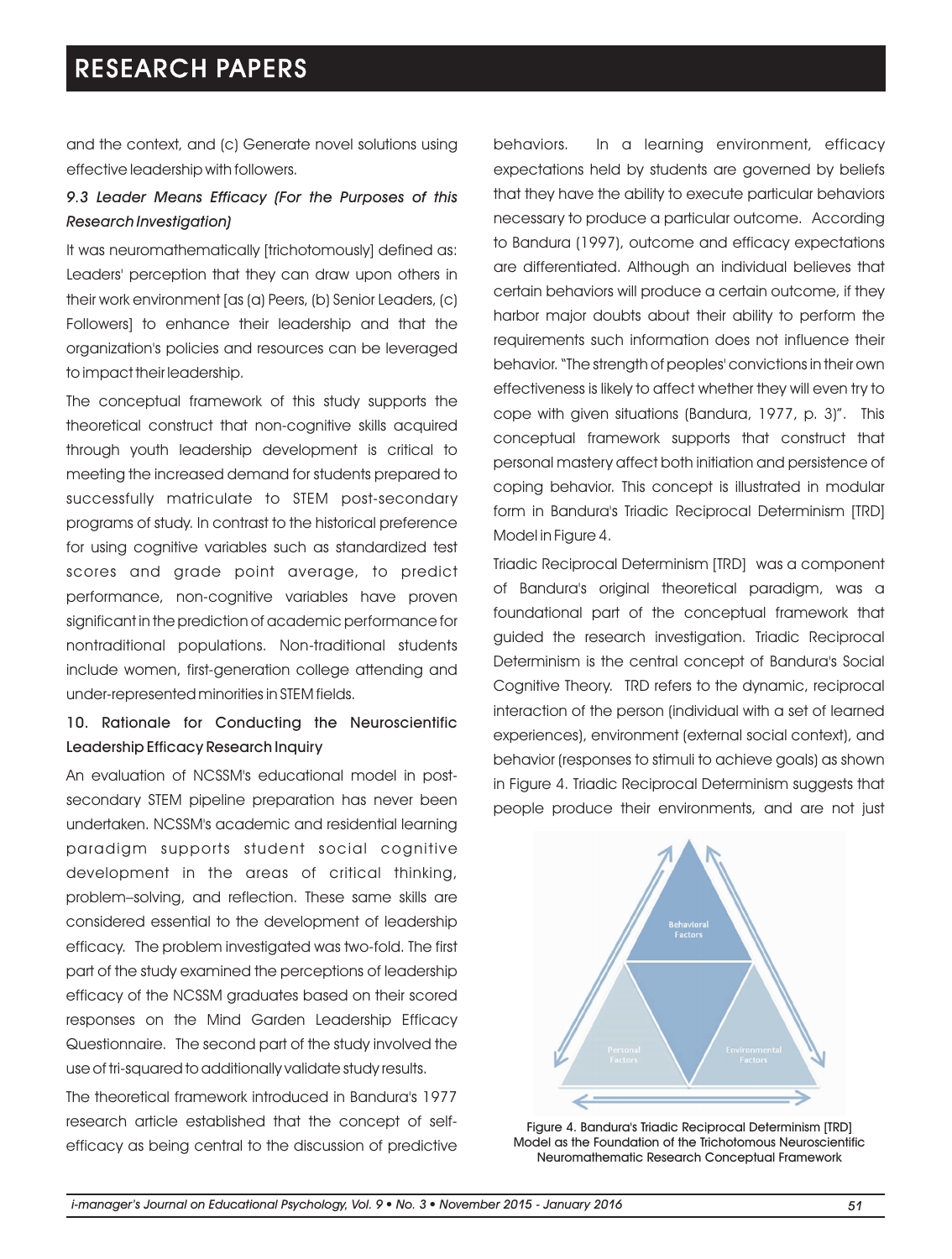and the context, and (c) Generate novel solutions using effective leadership with followers.

### *9.3 Leader Means Efficacy (For the Purposes of this Research Investigation)*

It was neuromathematically [trichotomously] defined as: Leaders' perception that they can draw upon others in their work environment [as (a) Peers, (b) Senior Leaders, (c) Followers] to enhance their leadership and that the organization's policies and resources can be leveraged to impact their leadership.

The conceptual framework of this study supports the theoretical construct that non-cognitive skills acquired through youth leadership development is critical to meeting the increased demand for students prepared to successfully matriculate to STEM post-secondary programs of study. In contrast to the historical preference for using cognitive variables such as standardized test scores and grade point average, to predict performance, non-cognitive variables have proven significant in the prediction of academic performance for nontraditional populations. Non-traditional students include women, first-generation college attending and under-represented minorities in STEM fields.

## 10. Rationale for Conducting the Neuroscientific Leadership Efficacy Research Inquiry

An evaluation of NCSSM's educational model in post-secondary STEM pipeline preparation has never been undertaken. NCSSM's academic and residential learning paradigm supports student social cognitive development in the areas of critical thinking, problem–solving, and reflection. These same skills are considered essential to the development of leadership efficacy. The problem investigated was two-fold. The first part of the study examined the perceptions of leadership efficacy of the NCSSM graduates based on their scored responses on the Mind Garden Leadership Efficacy Questionnaire. The second part of the study involved the use of tri-squared to additionally validate study results.

The theoretical framework introduced in Bandura's 1977 research article established that the concept of self-efficacy as being central to the discussion of predictive behaviors. In a learning environment, efficacy expectations held by students are governed by beliefs that they have the ability to execute particular behaviors necessary to produce a particular outcome. According to Bandura (1997), outcome and efficacy expectations are differentiated. Although an individual believes that certain behaviors will produce a certain outcome, if they harbor major doubts about their ability to perform the requirements such information does not influence their behavior. "The strength of peoples' convictions in their own effectiveness is likely to affect whether they will even try to cope with given situations (Bandura, 1977, p. 3)". This conceptual framework supports that construct that personal mastery affect both initiation and persistence of coping behavior. This concept is illustrated in modular form in Bandura's Triadic Reciprocal Determinism [TRD] Model in Figure 4.

Triadic Reciprocal Determinism [TRD] was a component of Bandura's original theoretical paradigm, was a foundational part of the conceptual framework that guided the research investigation. Triadic Reciprocal Determinism is the central concept of Bandura's Social Cognitive Theory. TRD refers to the dynamic, reciprocal interaction of the person (individual with a set of learned experiences), environment (external social context), and behavior (responses to stimuli to achieve goals) as shown in Figure 4. Triadic Reciprocal Determinism suggests that people produce their environments, and are not just

Figure 4. Bandura's Triadic Reciprocal Determinism [TRD] Model as the Foundation of the Trichotomous Neuroscientific Neuromathematic Research Conceptual Framework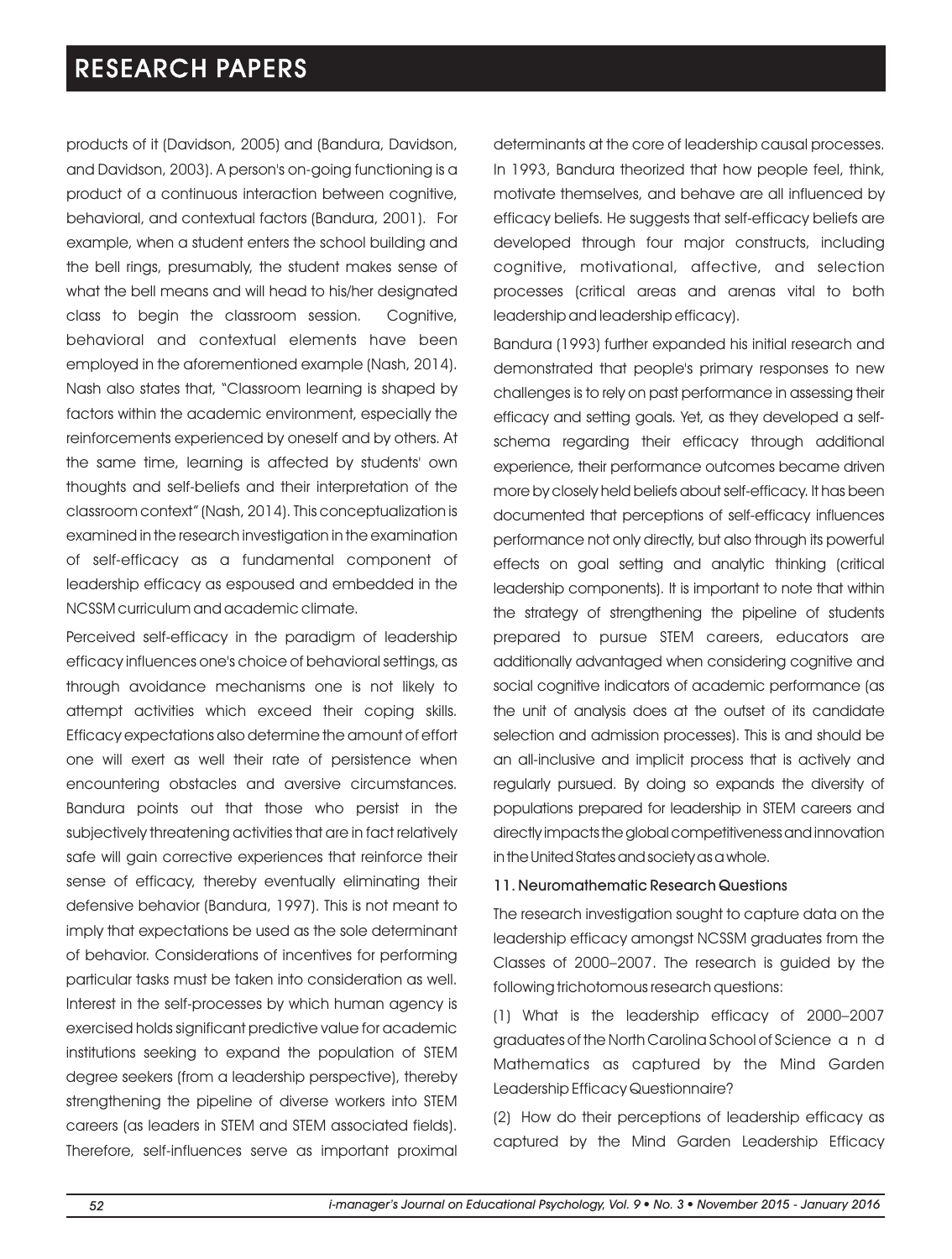products of it (Davidson, 2005) and (Bandura, Davidson, and Davidson, 2003). A person's on-going functioning is a product of a continuous interaction between cognitive, behavioral, and contextual factors (Bandura, 2001). For example, when a student enters the school building and the bell rings, presumably, the student makes sense of what the bell means and will head to his/her designated class to begin the classroom session. Cognitive, behavioral and contextual elements have been employed in the aforementioned example (Nash, 2014). Nash also states that, "Classroom learning is shaped by factors within the academic environment, especially the reinforcements experienced by oneself and by others. At the same time, learning is affected by students' own thoughts and self-beliefs and their interpretation of the classroom context" (Nash, 2014). This conceptualization is examined in the research investigation in the examination of self-efficacy as a fundamental component of leadership efficacy as espoused and embedded in the NCSSM curriculum and academic climate.

Perceived self-efficacy in the paradigm of leadership efficacy influences one's choice of behavioral settings, as through avoidance mechanisms one is not likely to attempt activities which exceed their coping skills. Efficacy expectations also determine the amount of effort one will exert as well their rate of persistence when encountering obstacles and aversive circumstances. Bandura points out that those who persist in the subjectively threatening activities that are in fact relatively safe will gain corrective experiences that reinforce their sense of efficacy, thereby eventually eliminating their defensive behavior (Bandura, 1997). This is not meant to imply that expectations be used as the sole determinant of behavior. Considerations of incentives for performing particular tasks must be taken into consideration as well. Interest in the self-processes by which human agency is exercised holds significant predictive value for academic institutions seeking to expand the population of STEM degree seekers (from a leadership perspective), thereby strengthening the pipeline of diverse workers into STEM careers (as leaders in STEM and STEM associated fields). Therefore, self-influences serve as important proximal determinants at the core of leadership causal processes. In 1993, Bandura theorized that how people feel, think, motivate themselves, and behave are all influenced by efficacy beliefs. He suggests that self-efficacy beliefs are developed through four major constructs, including cognitive, motivational, affective, and selection processes (critical areas and arenas vital to both leadership and leadership efficacy).

Bandura (1993) further expanded his initial research and demonstrated that people's primary responses to new challenges is to rely on past performance in assessing their efficacy and setting goals. Yet, as they developed a self-schema regarding their efficacy through additional experience, their performance outcomes became driven more by closely held beliefs about self-efficacy. It has been documented that perceptions of self-efficacy influences performance not only directly, but also through its powerful effects on goal setting and analytic thinking (critical leadership components). It is important to note that within the strategy of strengthening the pipeline of students prepared to pursue STEM careers, educators are additionally advantaged when considering cognitive and social cognitive indicators of academic performance (as the unit of analysis does at the outset of its candidate selection and admission processes). This is and should be an all-inclusive and implicit process that is actively and regularly pursued. By doing so expands the diversity of populations prepared for leadership in STEM careers and directly impacts the global competitiveness and innovation in the United States and society as a whole.

### 11. Neuromathematic Research Questions

The research investigation sought to capture data on the leadership efficacy amongst NCSSM graduates from the Classes of 2000–2007. The research is guided by the following trichotomous research questions:

(1) What is the leadership efficacy of 2000–2007 graduates of the North Carolina School of Science and Mathematics as captured by the Mind Garden Leadership Efficacy Questionnaire?

(2) How do their perceptions of leadership efficacy as captured by the Mind Garden Leadership Efficacy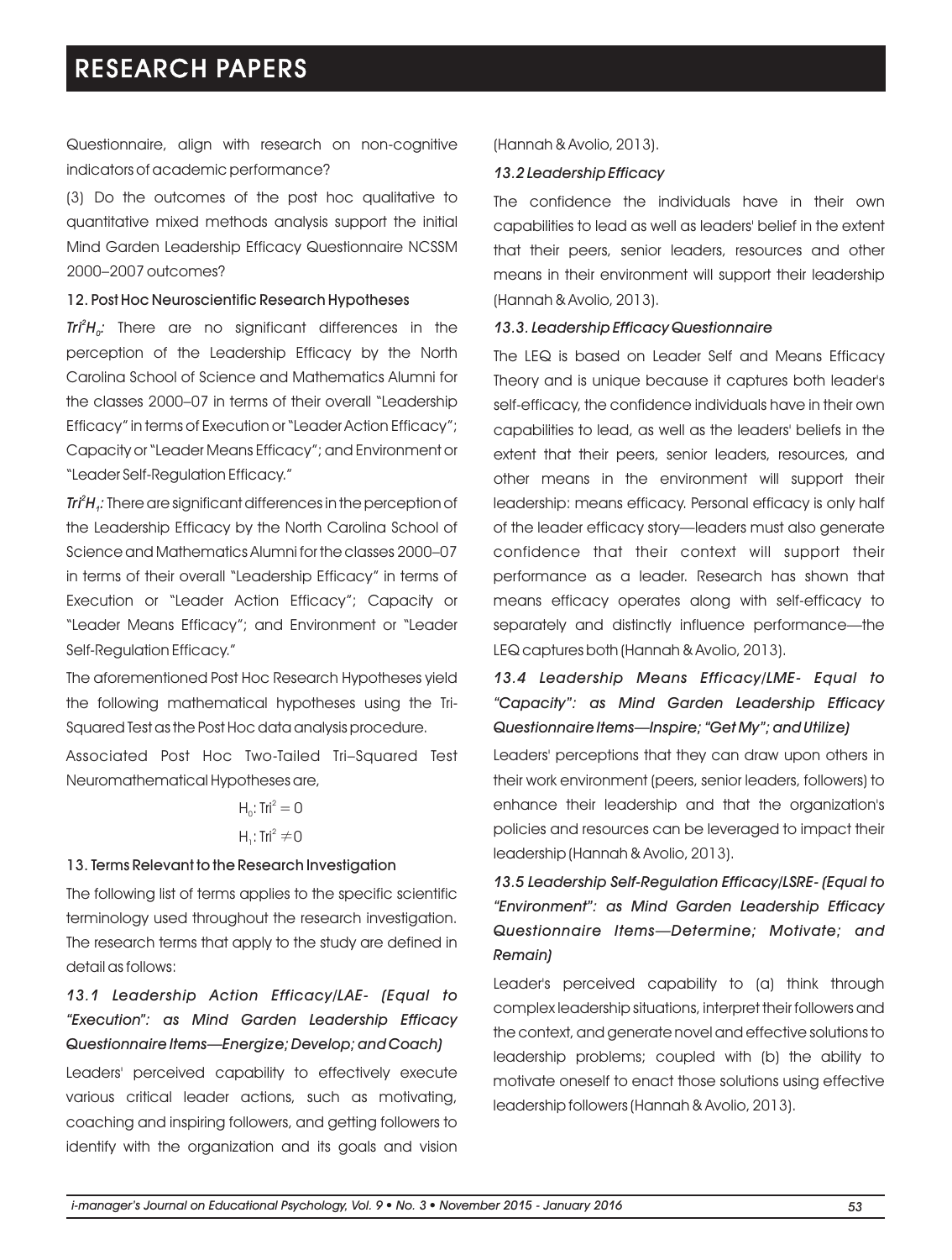Questionnaire, align with research on non-cognitive indicators of academic performance?

(3) Do the outcomes of the post hoc qualitative to quantitative mixed methods analysis support the initial Mind Garden Leadership Efficacy Questionnaire NCSSM 2000–2007 outcomes?

## 12. Post Hoc Neuroscientific Research Hypotheses

***$Tri^2H_0$:*** There are no significant differences in the perception of the Leadership Efficacy by the North Carolina School of Science and Mathematics Alumni for the classes 2000–07 in terms of their overall "Leadership Efficacy" in terms of Execution or "Leader Action Efficacy"; Capacity or "Leader Means Efficacy"; and Environment or "Leader Self-Regulation Efficacy."

***$Tri^2H_1$:*** There are significant differences in the perception of the Leadership Efficacy by the North Carolina School of Science and Mathematics Alumni for the classes 2000–07 in terms of their overall "Leadership Efficacy" in terms of Execution or "Leader Action Efficacy"; Capacity or "Leader Means Efficacy"; and Environment or "Leader Self-Regulation Efficacy."

The aforementioned Post Hoc Research Hypotheses yield the following mathematical hypotheses using the Tri-Squared Test as the Post Hoc data analysis procedure.

Associated Post Hoc Two-Tailed Tri–Squared Test Neuromathematical Hypotheses are,

$$H_0: Tri^2 = 0$$

$$H_1: Tri^2 \neq 0$$

## 13. Terms Relevant to the Research Investigation

The following list of terms applies to the specific scientific terminology used throughout the research investigation. The research terms that apply to the study are defined in detail as follows:

### *13.1 Leadership Action Efficacy/LAE- (Equal to "Execution": as Mind Garden Leadership Efficacy Questionnaire Items—Energize; Develop; and Coach)*

Leaders' perceived capability to effectively execute various critical leader actions, such as motivating, coaching and inspiring followers, and getting followers to identify with the organization and its goals and vision (Hannah & Avolio, 2013).

### *13.2 Leadership Efficacy*

The confidence the individuals have in their own capabilities to lead as well as leaders' belief in the extent that their peers, senior leaders, resources and other means in their environment will support their leadership (Hannah & Avolio, 2013).

### *13.3. Leadership Efficacy Questionnaire*

The LEQ is based on Leader Self and Means Efficacy Theory and is unique because it captures both leader's self-efficacy, the confidence individuals have in their own capabilities to lead, as well as the leaders' beliefs in the extent that their peers, senior leaders, resources, and other means in the environment will support their leadership: means efficacy. Personal efficacy is only half of the leader efficacy story—leaders must also generate confidence that their context will support their performance as a leader. Research has shown that means efficacy operates along with self-efficacy to separately and distinctly influence performance—the LEQ captures both (Hannah & Avolio, 2013).

### *13.4 Leadership Means Efficacy/LME- Equal to "Capacity": as Mind Garden Leadership Efficacy Questionnaire Items—Inspire; "Get My"; and Utilize)*

Leaders' perceptions that they can draw upon others in their work environment (peers, senior leaders, followers) to enhance their leadership and that the organization's policies and resources can be leveraged to impact their leadership (Hannah & Avolio, 2013).

### *13.5 Leadership Self-Regulation Efficacy/LSRE- (Equal to "Environment": as Mind Garden Leadership Efficacy Questionnaire Items—Determine; Motivate; and Remain)*

Leader's perceived capability to (a) think through complex leadership situations, interpret their followers and the context, and generate novel and effective solutions to leadership problems; coupled with (b) the ability to motivate oneself to enact those solutions using effective leadership followers (Hannah & Avolio, 2013).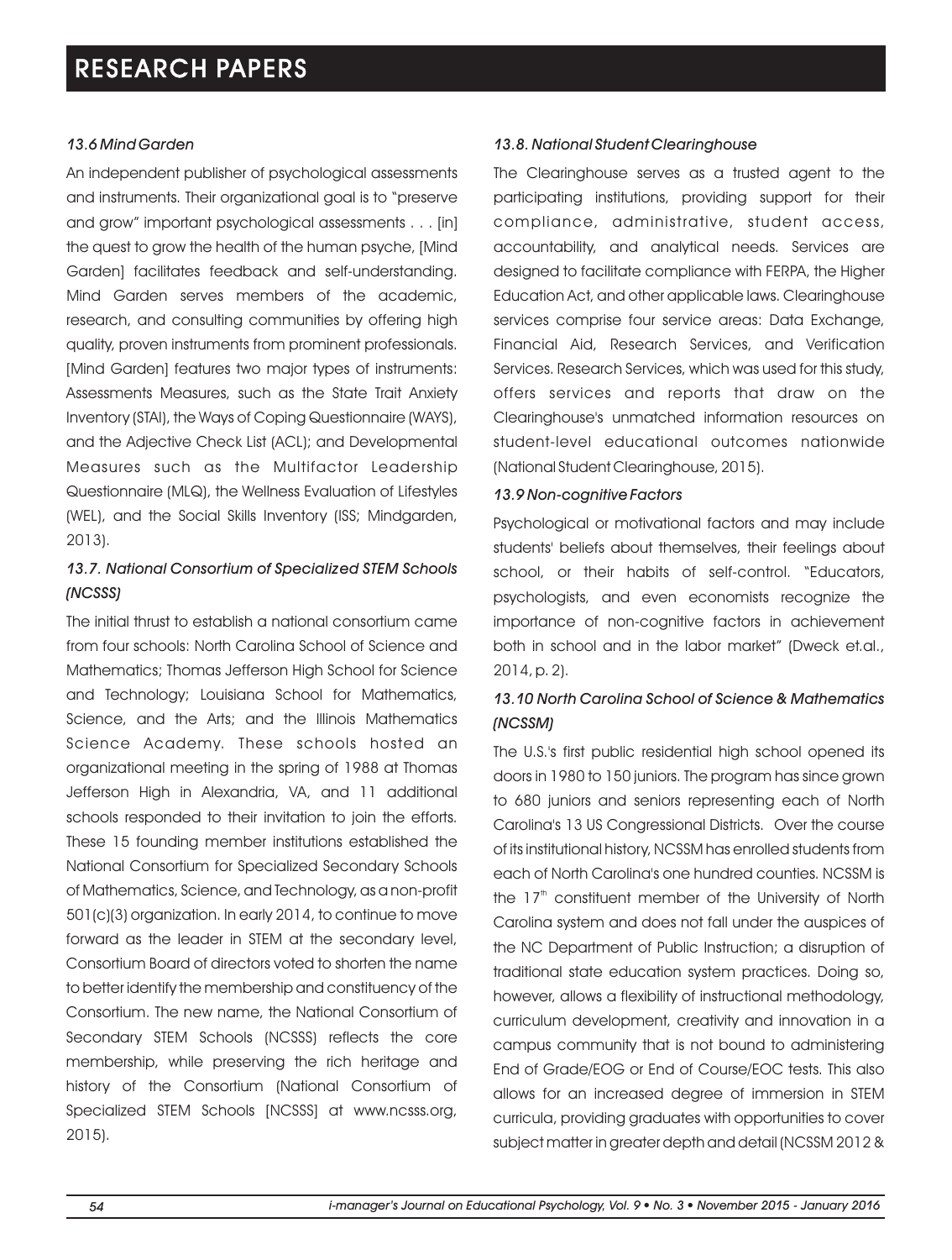*13.6 Mind Garden*

An independent publisher of psychological assessments and instruments. Their organizational goal is to "preserve and grow" important psychological assessments . . . [in] the quest to grow the health of the human psyche, [Mind Garden] facilitates feedback and self-understanding. Mind Garden serves members of the academic, research, and consulting communities by offering high quality, proven instruments from prominent professionals. [Mind Garden] features two major types of instruments: Assessments Measures, such as the State Trait Anxiety Inventory (STAI), the Ways of Coping Questionnaire (WAYS), and the Adjective Check List (ACL); and Developmental Measures such as the Multifactor Leadership Questionnaire (MLQ), the Wellness Evaluation of Lifestyles (WEL), and the Social Skills Inventory (ISS; Mindgarden, 2013).

*13.7. National Consortium of Specialized STEM Schools (NCSSS)*

The initial thrust to establish a national consortium came from four schools: North Carolina School of Science and Mathematics; Thomas Jefferson High School for Science and Technology; Louisiana School for Mathematics, Science, and the Arts; and the Illinois Mathematics Science Academy. These schools hosted an organizational meeting in the spring of 1988 at Thomas Jefferson High in Alexandria, VA, and 11 additional schools responded to their invitation to join the efforts. These 15 founding member institutions established the National Consortium for Specialized Secondary Schools of Mathematics, Science, and Technology, as a non-profit 501(c)(3) organization. In early 2014, to continue to move forward as the leader in STEM at the secondary level, Consortium Board of directors voted to shorten the name to better identify the membership and constituency of the Consortium. The new name, the National Consortium of Secondary STEM Schools (NCSSS) reflects the core membership, while preserving the rich heritage and history of the Consortium (National Consortium of Specialized STEM Schools [NCSSS] at www.ncsss.org, 2015).

*13.8. National Student Clearinghouse*

The Clearinghouse serves as a trusted agent to the participating institutions, providing support for their compliance, administrative, student access, accountability, and analytical needs. Services are designed to facilitate compliance with FERPA, the Higher Education Act, and other applicable laws. Clearinghouse services comprise four service areas: Data Exchange, Financial Aid, Research Services, and Verification Services. Research Services, which was used for this study, offers services and reports that draw on the Clearinghouse's unmatched information resources on student-level educational outcomes nationwide (National Student Clearinghouse, 2015).

*13.9 Non-cognitive Factors*

Psychological or motivational factors and may include students' beliefs about themselves, their feelings about school, or their habits of self-control. "Educators, psychologists, and even economists recognize the importance of non-cognitive factors in achievement both in school and in the labor market" (Dweck et.al., 2014, p. 2).

*13.10 North Carolina School of Science & Mathematics (NCSSM)*

The U.S.'s first public residential high school opened its doors in 1980 to 150 juniors. The program has since grown to 680 juniors and seniors representing each of North Carolina's 13 US Congressional Districts. Over the course of its institutional history, NCSSM has enrolled students from each of North Carolina's one hundred counties. NCSSM is the 17th constituent member of the University of North Carolina system and does not fall under the auspices of the NC Department of Public Instruction; a disruption of traditional state education system practices. Doing so, however, allows a flexibility of instructional methodology, curriculum development, creativity and innovation in a campus community that is not bound to administering End of Grade/EOG or End of Course/EOC tests. This also allows for an increased degree of immersion in STEM curricula, providing graduates with opportunities to cover subject matter in greater depth and detail (NCSSM 2012 &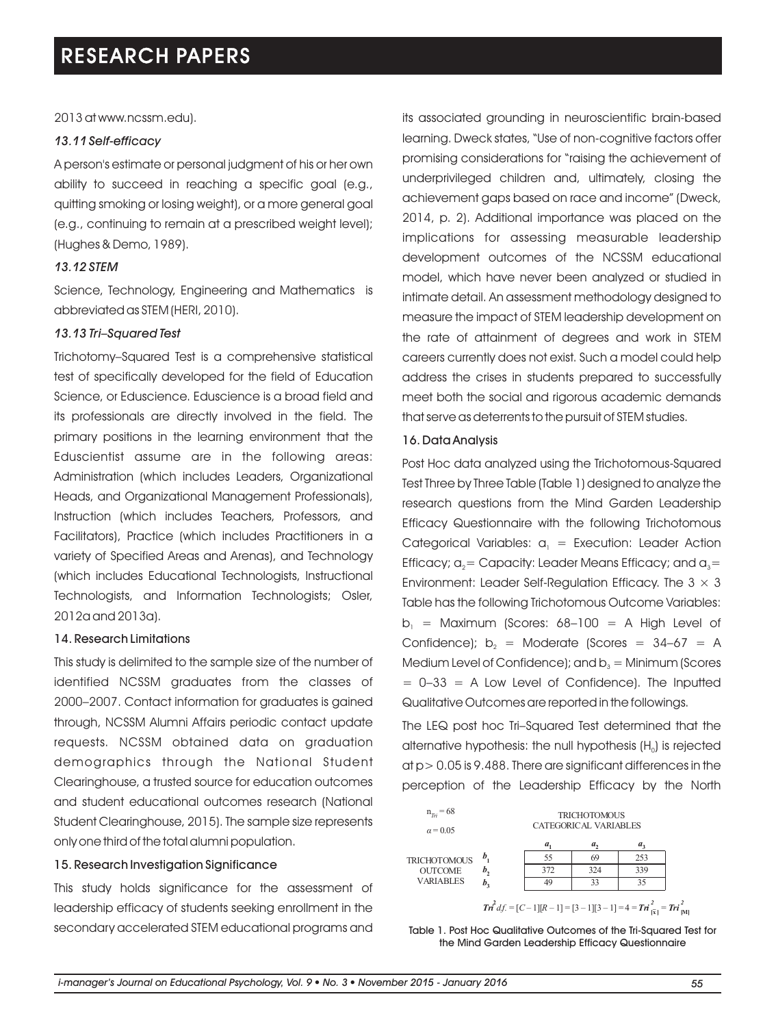2013 at www.ncssm.edu).

### *13.11 Self-efficacy*

A person's estimate or personal judgment of his or her own ability to succeed in reaching a specific goal (e.g., quitting smoking or losing weight), or a more general goal (e.g., continuing to remain at a prescribed weight level); (Hughes & Demo, 1989).

### *13.12 STEM*

Science, Technology, Engineering and Mathematics is abbreviated as STEM (HERI, 2010).

### *13.13 Tri–Squared Test*

Trichotomy–Squared Test is a comprehensive statistical test of specifically developed for the field of Education Science, or Eduscience. Eduscience is a broad field and its professionals are directly involved in the field. The primary positions in the learning environment that the Eduscientist assume are in the following areas: Administration (which includes Leaders, Organizational Heads, and Organizational Management Professionals), Instruction (which includes Teachers, Professors, and Facilitators), Practice (which includes Practitioners in a variety of Specified Areas and Arenas), and Technology (which includes Educational Technologists, Instructional Technologists, and Information Technologists; Osler, 2012a and 2013a).

## 14. Research Limitations

This study is delimited to the sample size of the number of identified NCSSM graduates from the classes of 2000–2007. Contact information for graduates is gained through, NCSSM Alumni Affairs periodic contact update requests. NCSSM obtained data on graduation demographics through the National Student Clearinghouse, a trusted source for education outcomes and student educational outcomes research (National Student Clearinghouse, 2015). The sample size represents only one third of the total alumni population.

## 15. Research Investigation Significance

This study holds significance for the assessment of leadership efficacy of students seeking enrollment in the secondary accelerated STEM educational programs and its associated grounding in neuroscientific brain-based learning. Dweck states, "Use of non-cognitive factors offer promising considerations for "raising the achievement of underprivileged children and, ultimately, closing the achievement gaps based on race and income" (Dweck, 2014, p. 2). Additional importance was placed on the implications for assessing measurable leadership development outcomes of the NCSSM educational model, which have never been analyzed or studied in intimate detail. An assessment methodology designed to measure the impact of STEM leadership development on the rate of attainment of degrees and work in STEM careers currently does not exist. Such a model could help address the crises in students prepared to successfully meet both the social and rigorous academic demands that serve as deterrents to the pursuit of STEM studies.

## 16. Data Analysis

Post Hoc data analyzed using the Trichotomous-Squared Test Three by Three Table (Table 1) designed to analyze the research questions from the Mind Garden Leadership Efficacy Questionnaire with the following Trichotomous Categorical Variables: $a_1$ = Execution: Leader Action Efficacy; $a_2$ = Capacity: Leader Means Efficacy; and $a_3$ = Environment: Leader Self-Regulation Efficacy. The $3 \times 3$ Table has the following Trichotomous Outcome Variables: $b_1$ = Maximum (Scores: 68–100 = A High Level of Confidence); $b_2$ = Moderate (Scores = 34–67 = A Medium Level of Confidence); and $b_3$ = Minimum (Scores = 0–33 = A Low Level of Confidence). The Inputted Qualitative Outcomes are reported in the followings.

The LEQ post hoc Tri–Squared Test determined that the alternative hypothesis: the null hypothesis ($H_0$) is rejected at $p > 0.05$ is 9.488. There are significant differences in the perception of the Leadership Efficacy by the North

$n_{Tri} = 68$

$\alpha = 0.05$

| | | TRICHOTOMOUS CATEGORICAL VARIABLES | | |
|---|---|---|---|---|
| | | $a_1$ | $a_2$ | $a_3$ |
| TRICHOTOMOUS OUTCOME VARIABLES | $b_1$ | 55 | 69 | 253 |
| | $b_2$ | 372 | 324 | 339 |
| | $b_3$ | 49 | 33 | 35 |

$$Tri^2\ d.f. = [C-1][R-1] = [3-1][3-1] = 4 = Tri^2_{[\bar{x}]} = Tri^2_{[M]}$$

Table 1. Post Hoc Qualitative Outcomes of the Tri–Squared Test for the Mind Garden Leadership Efficacy Questionnaire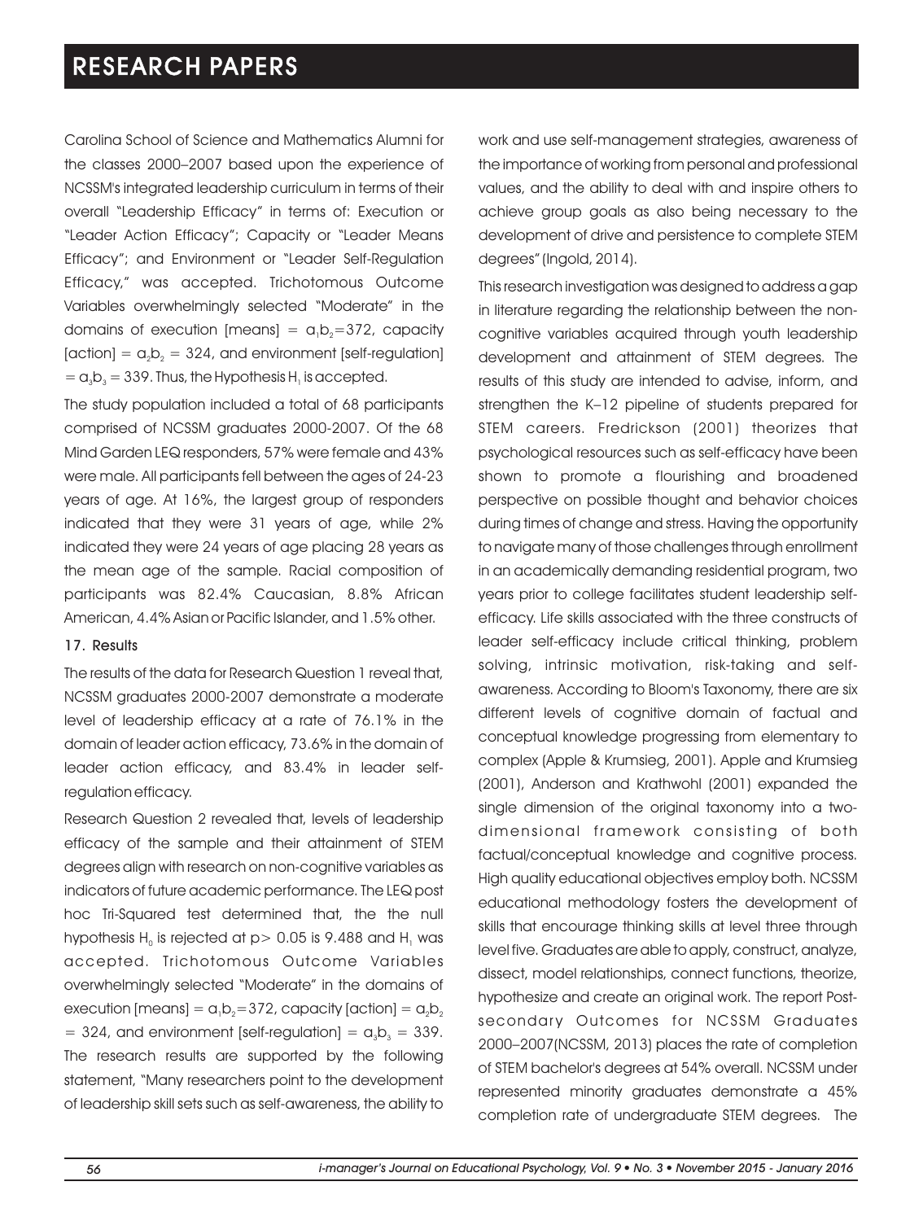Carolina School of Science and Mathematics Alumni for the classes 2000–2007 based upon the experience of NCSSM's integrated leadership curriculum in terms of their overall "Leadership Efficacy" in terms of: Execution or "Leader Action Efficacy"; Capacity or "Leader Means Efficacy"; and Environment or "Leader Self-Regulation Efficacy," was accepted. Trichotomous Outcome Variables overwhelmingly selected "Moderate" in the domains of execution [means] = $a_1b_2$=372, capacity [action] = $a_2b_2$ = 324, and environment [self-regulation] = $a_3b_3$ = 339. Thus, the Hypothesis $H_1$ is accepted.

The study population included a total of 68 participants comprised of NCSSM graduates 2000-2007. Of the 68 Mind Garden LEQ responders, 57% were female and 43% were male. All participants fell between the ages of 24-23 years of age. At 16%, the largest group of responders indicated that they were 31 years of age, while 2% indicated they were 24 years of age placing 28 years as the mean age of the sample. Racial composition of participants was 82.4% Caucasian, 8.8% African American, 4.4% Asian or Pacific Islander, and 1.5% other.

## 17. Results

The results of the data for Research Question 1 reveal that, NCSSM graduates 2000-2007 demonstrate a moderate level of leadership efficacy at a rate of 76.1% in the domain of leader action efficacy, 73.6% in the domain of leader action efficacy, and 83.4% in leader self-regulation efficacy.

Research Question 2 revealed that, levels of leadership efficacy of the sample and their attainment of STEM degrees align with research on non-cognitive variables as indicators of future academic performance. The LEQ post hoc Tri-Squared test determined that, the the null hypothesis $H_0$ is rejected at $p > 0.05$ is 9.488 and $H_1$ was accepted. Trichotomous Outcome Variables overwhelmingly selected "Moderate" in the domains of execution [means] = $a_1b_2$=372, capacity [action] = $a_2b_2$ = 324, and environment [self-regulation] = $a_3b_3$ = 339. The research results are supported by the following statement, "Many researchers point to the development of leadership skill sets such as self-awareness, the ability to work and use self-management strategies, awareness of the importance of working from personal and professional values, and the ability to deal with and inspire others to achieve group goals as also being necessary to the development of drive and persistence to complete STEM degrees" (Ingold, 2014).

This research investigation was designed to address a gap in literature regarding the relationship between the non-cognitive variables acquired through youth leadership development and attainment of STEM degrees. The results of this study are intended to advise, inform, and strengthen the K–12 pipeline of students prepared for STEM careers. Fredrickson (2001) theorizes that psychological resources such as self-efficacy have been shown to promote a flourishing and broadened perspective on possible thought and behavior choices during times of change and stress. Having the opportunity to navigate many of those challenges through enrollment in an academically demanding residential program, two years prior to college facilitates student leadership self-efficacy. Life skills associated with the three constructs of leader self-efficacy include critical thinking, problem solving, intrinsic motivation, risk-taking and self-awareness. According to Bloom's Taxonomy, there are six different levels of cognitive domain of factual and conceptual knowledge progressing from elementary to complex (Apple & Krumsieg, 2001). Apple and Krumsieg (2001), Anderson and Krathwohl (2001) expanded the single dimension of the original taxonomy into a two-dimensional framework consisting of both factual/conceptual knowledge and cognitive process. High quality educational objectives employ both. NCSSM educational methodology fosters the development of skills that encourage thinking skills at level three through level five. Graduates are able to apply, construct, analyze, dissect, model relationships, connect functions, theorize, hypothesize and create an original work. The report Post-secondary Outcomes for NCSSM Graduates 2000–2007(NCSSM, 2013) places the rate of completion of STEM bachelor's degrees at 54% overall. NCSSM under represented minority graduates demonstrate a 45% completion rate of undergraduate STEM degrees. The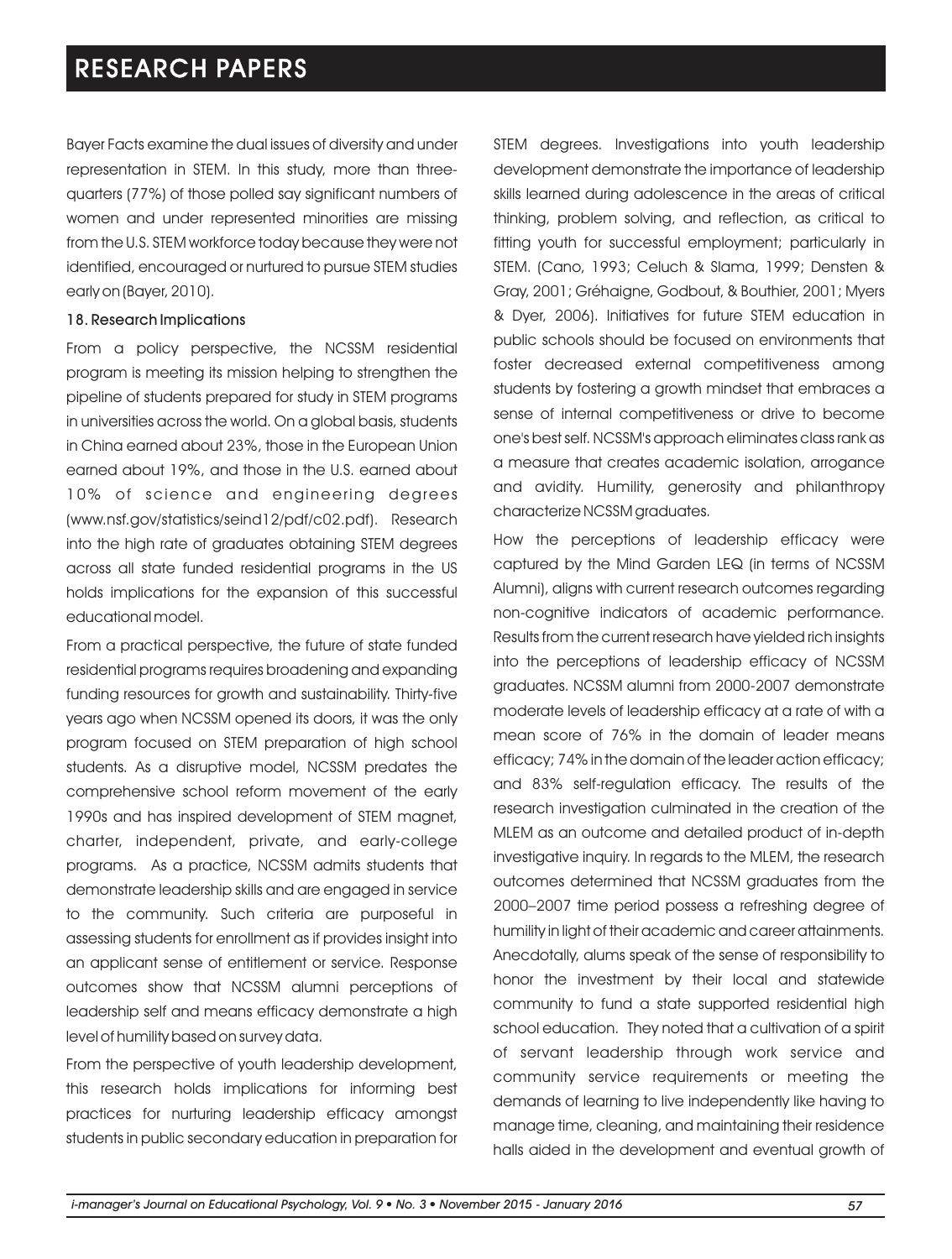Bayer Facts examine the dual issues of diversity and under representation in STEM. In this study, more than three-quarters (77%) of those polled say significant numbers of women and under represented minorities are missing from the U.S. STEM workforce today because they were not identified, encouraged or nurtured to pursue STEM studies early on (Bayer, 2010).

### 18. Research Implications

From a policy perspective, the NCSSM residential program is meeting its mission helping to strengthen the pipeline of students prepared for study in STEM programs in universities across the world. On a global basis, students in China earned about 23%, those in the European Union earned about 19%, and those in the U.S. earned about 10% of science and engineering degrees (www.nsf.gov/statistics/seind12/pdf/c02.pdf). Research into the high rate of graduates obtaining STEM degrees across all state funded residential programs in the US holds implications for the expansion of this successful educational model.

From a practical perspective, the future of state funded residential programs requires broadening and expanding funding resources for growth and sustainability. Thirty-five years ago when NCSSM opened its doors, it was the only program focused on STEM preparation of high school students. As a disruptive model, NCSSM predates the comprehensive school reform movement of the early 1990s and has inspired development of STEM magnet, charter, independent, private, and early-college programs. As a practice, NCSSM admits students that demonstrate leadership skills and are engaged in service to the community. Such criteria are purposeful in assessing students for enrollment as if provides insight into an applicant sense of entitlement or service. Response outcomes show that NCSSM alumni perceptions of leadership self and means efficacy demonstrate a high level of humility based on survey data.

From the perspective of youth leadership development, this research holds implications for informing best practices for nurturing leadership efficacy amongst students in public secondary education in preparation for STEM degrees. Investigations into youth leadership development demonstrate the importance of leadership skills learned during adolescence in the areas of critical thinking, problem solving, and reflection, as critical to fitting youth for successful employment; particularly in STEM. (Cano, 1993; Celuch & Slama, 1999; Densten & Gray, 2001; Gréhaigne, Godbout, & Bouthier, 2001; Myers & Dyer, 2006). Initiatives for future STEM education in public schools should be focused on environments that foster decreased external competitiveness among students by fostering a growth mindset that embraces a sense of internal competitiveness or drive to become one's best self. NCSSM's approach eliminates class rank as a measure that creates academic isolation, arrogance and avidity. Humility, generosity and philanthropy characterize NCSSM graduates.

How the perceptions of leadership efficacy were captured by the Mind Garden LEQ (in terms of NCSSM Alumni), aligns with current research outcomes regarding non-cognitive indicators of academic performance. Results from the current research have yielded rich insights into the perceptions of leadership efficacy of NCSSM graduates. NCSSM alumni from 2000-2007 demonstrate moderate levels of leadership efficacy at a rate of with a mean score of 76% in the domain of leader means efficacy; 74% in the domain of the leader action efficacy; and 83% self-regulation efficacy. The results of the research investigation culminated in the creation of the MLEM as an outcome and detailed product of in-depth investigative inquiry. In regards to the MLEM, the research outcomes determined that NCSSM graduates from the 2000–2007 time period possess a refreshing degree of humility in light of their academic and career attainments. Anecdotally, alums speak of the sense of responsibility to honor the investment by their local and statewide community to fund a state supported residential high school education. They noted that a cultivation of a spirit of servant leadership through work service and community service requirements or meeting the demands of learning to live independently like having to manage time, cleaning, and maintaining their residence halls aided in the development and eventual growth of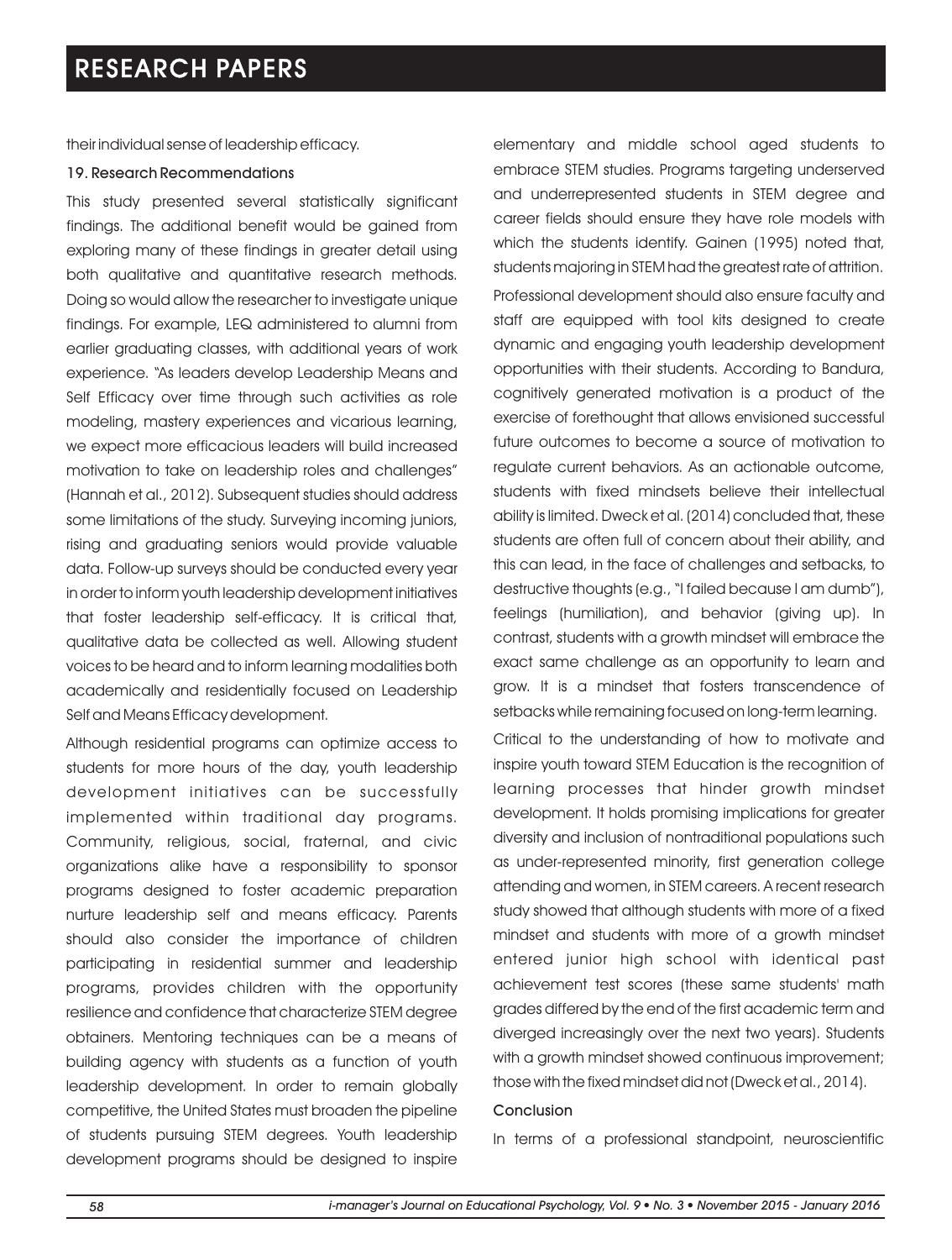their individual sense of leadership efficacy.

## 19. Research Recommendations

This study presented several statistically significant findings. The additional benefit would be gained from exploring many of these findings in greater detail using both qualitative and quantitative research methods. Doing so would allow the researcher to investigate unique findings. For example, LEQ administered to alumni from earlier graduating classes, with additional years of work experience. "As leaders develop Leadership Means and Self Efficacy over time through such activities as role modeling, mastery experiences and vicarious learning, we expect more efficacious leaders will build increased motivation to take on leadership roles and challenges" (Hannah et al., 2012). Subsequent studies should address some limitations of the study. Surveying incoming juniors, rising and graduating seniors would provide valuable data. Follow-up surveys should be conducted every year in order to inform youth leadership development initiatives that foster leadership self-efficacy. It is critical that, qualitative data be collected as well. Allowing student voices to be heard and to inform learning modalities both academically and residentially focused on Leadership Self and Means Efficacy development.

Although residential programs can optimize access to students for more hours of the day, youth leadership development initiatives can be successfully implemented within traditional day programs. Community, religious, social, fraternal, and civic organizations alike have a responsibility to sponsor programs designed to foster academic preparation nurture leadership self and means efficacy. Parents should also consider the importance of children participating in residential summer and leadership programs, provides children with the opportunity resilience and confidence that characterize STEM degree obtainers. Mentoring techniques can be a means of building agency with students as a function of youth leadership development. In order to remain globally competitive, the United States must broaden the pipeline of students pursuing STEM degrees. Youth leadership development programs should be designed to inspire elementary and middle school aged students to embrace STEM studies. Programs targeting underserved and underrepresented students in STEM degree and career fields should ensure they have role models with which the students identify. Gainen (1995) noted that, students majoring in STEM had the greatest rate of attrition.

Professional development should also ensure faculty and staff are equipped with tool kits designed to create dynamic and engaging youth leadership development opportunities with their students. According to Bandura, cognitively generated motivation is a product of the exercise of forethought that allows envisioned successful future outcomes to become a source of motivation to regulate current behaviors. As an actionable outcome, students with fixed mindsets believe their intellectual ability is limited. Dweck et al. (2014) concluded that, these students are often full of concern about their ability, and this can lead, in the face of challenges and setbacks, to destructive thoughts (e.g., "I failed because I am dumb"), feelings (humiliation), and behavior (giving up). In contrast, students with a growth mindset will embrace the exact same challenge as an opportunity to learn and grow. It is a mindset that fosters transcendence of setbacks while remaining focused on long-term learning.

Critical to the understanding of how to motivate and inspire youth toward STEM Education is the recognition of learning processes that hinder growth mindset development. It holds promising implications for greater diversity and inclusion of nontraditional populations such as under-represented minority, first generation college attending and women, in STEM careers. A recent research study showed that although students with more of a fixed mindset and students with more of a growth mindset entered junior high school with identical past achievement test scores (these same students' math grades differed by the end of the first academic term and diverged increasingly over the next two years). Students with a growth mindset showed continuous improvement; those with the fixed mindset did not (Dweck et al., 2014).

## Conclusion

In terms of a professional standpoint, neuroscientific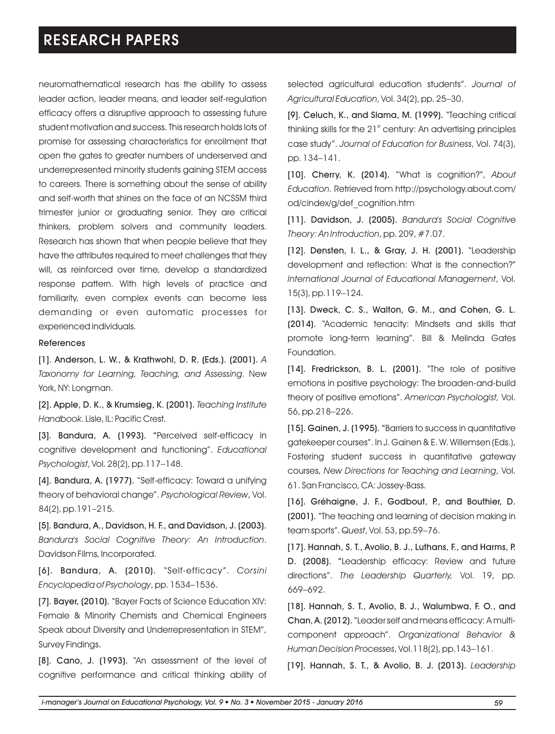neuromathematical research has the ability to assess leader action, leader means, and leader self-regulation efficacy offers a disruptive approach to assessing future student motivation and success. This research holds lots of promise for assessing characteristics for enrollment that open the gates to greater numbers of underserved and underrepresented minority students gaining STEM access to careers. There is something about the sense of ability and self-worth that shines on the face of an NCSSM third trimester junior or graduating senior. They are critical thinkers, problem solvers and community leaders. Research has shown that when people believe that they have the attributes required to meet challenges that they will, as reinforced over time, develop a standardized response pattern. With high levels of practice and familiarity, even complex events can become less demanding or even automatic processes for experienced individuals.

## References

[1]. **Anderson, L. W., & Krathwohl, D. R. (Eds.). (2001).** *A Taxonomy for Learning, Teaching, and Assessing*. New York, NY: Longman.

[2]. **Apple, D. K., & Krumsieg, K. (2001).** *Teaching Institute Handbook*. Lisle, IL: Pacific Crest.

[3]. **Bandura, A. (1993).** "Perceived self-efficacy in cognitive development and functioning". *Educational Psychologist*, Vol. 28(2), pp.117–148.

[4]. **Bandura, A. (1977).** "Self-efficacy: Toward a unifying theory of behavioral change". *Psychological Review*, Vol. 84(2), pp.191–215.

[5]. **Bandura, A., Davidson, H. F., and Davidson, J. (2003).** *Bandura's Social Cognitive Theory: An Introduction*. Davidson Films, Incorporated.

[6]. **Bandura, A. (2010).** "Self-efficacy". *Corsini Encyclopedia of Psychology*, pp. 1534–1536.

[7]. **Bayer, (2010).** "Bayer Facts of Science Education XIV: Female & Minority Chemists and Chemical Engineers Speak about Diversity and Underrepresentation in STEM", Survey Findings.

[8]. **Cano, J. (1993).** "An assessment of the level of cognitive performance and critical thinking ability of selected agricultural education students". *Journal of Agricultural Education*, Vol. 34(2), pp. 25–30.

[9]. **Celuch, K., and Slama, M. (1999).** "Teaching critical thinking skills for the 21st century: An advertising principles case study". *Journal of Education for Business*, Vol. 74(3), pp. 134–141.

[10]. **Cherry, K. (2014).** "What is cognition?", *About Education*. Retrieved from http://psychology.about.com/od/cindex/g/def_cognition.htm

[11]. **Davidson, J. (2005).** *Bandura's Social Cognitive Theory: An Introduction*, pp. 209, #7.07.

[12]. **Densten, I. L., & Gray, J. H. (2001).** "Leadership development and reflection: What is the connection?" *International Journal of Educational Management*, Vol. 15(3), pp.119–124.

[13]. **Dweck, C. S., Walton, G. M., and Cohen, G. L. (2014).** "Academic tenacity: Mindsets and skills that promote long-term learning". Bill & Melinda Gates Foundation.

[14]. **Fredrickson, B. L. (2001).** "The role of positive emotions in positive psychology: The broaden-and-build theory of positive emotions". *American Psychologist,* Vol. 56, pp.218–226.

[15]. **Gainen, J. (1995).** "Barriers to success in quantitative gatekeeper courses". In J. Gainen & E. W. Willemsen (Eds.), Fostering student success in quantitative gateway courses, *New Directions for Teaching and Learning*, Vol. 61. San Francisco, CA: Jossey-Bass.

[16]. **Gréhaigne, J. F., Godbout, P., and Bouthier, D. (2001).** "The teaching and learning of decision making in team sports". *Quest*, Vol. 53, pp.59–76.

[17]. **Hannah, S. T., Avolio, B. J., Luthans, F., and Harms, P. D. (2008).** "Leadership efficacy: Review and future directions". *The Leadership Quarterly,* Vol. 19, pp. 669–692.

[18]. **Hannah, S. T., Avolio, B. J., Walumbwa, F. O., and Chan, A. (2012).** "Leader self and means efficacy: A multi-component approach". *Organizational Behavior & Human Decision Processes*, Vol.118(2), pp.143–161.

[19]. **Hannah, S. T., & Avolio, B. J. (2013).** *Leadership*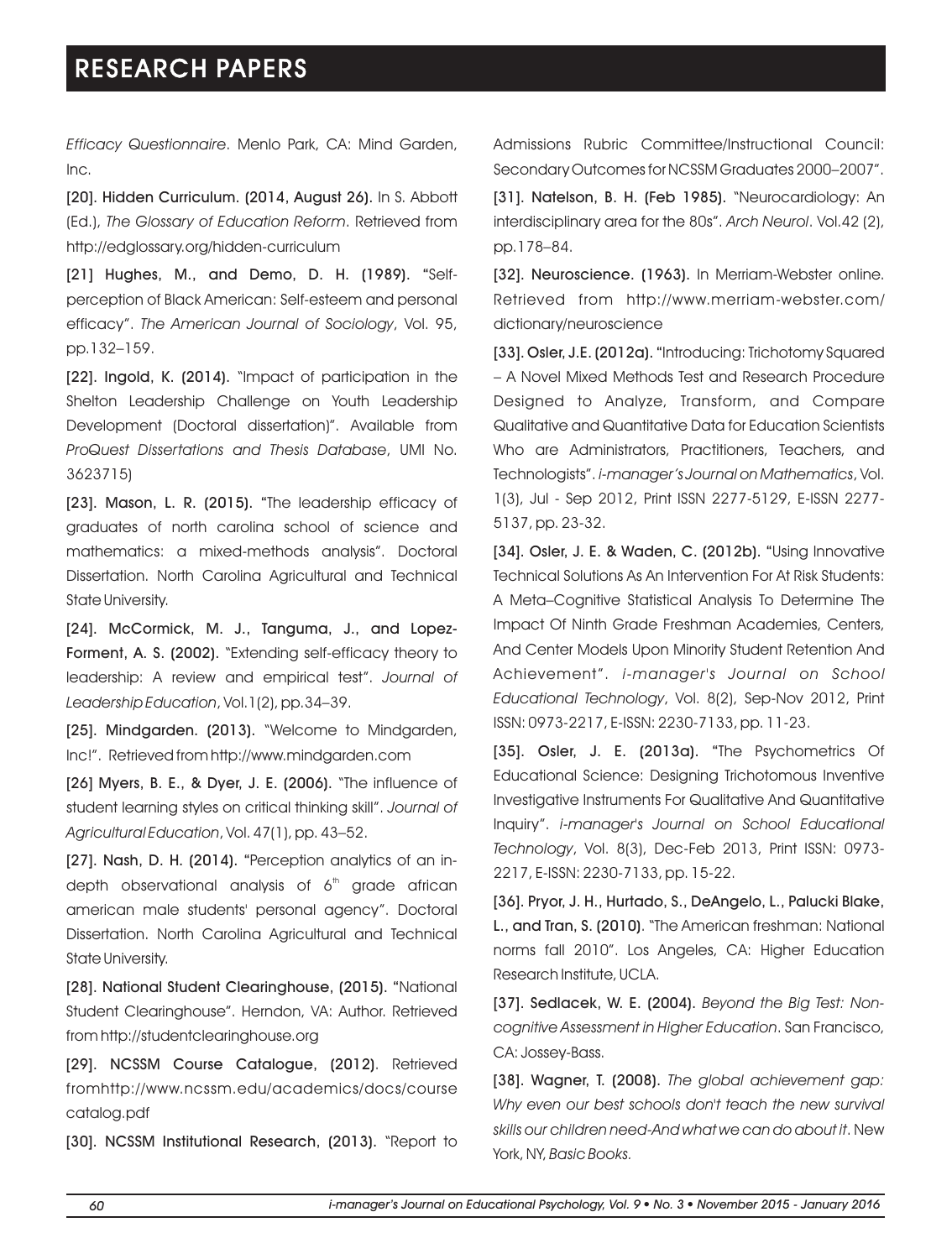*Efficacy Questionnaire*. Menlo Park, CA: Mind Garden, Inc.

[20]. **Hidden Curriculum. (2014, August 26).** In S. Abbott (Ed.), *The Glossary of Education Reform*. Retrieved from http://edglossary.org/hidden-curriculum

[21] **Hughes, M., and Demo, D. H. (1989).** "Self-perception of Black American: Self-esteem and personal efficacy". *The American Journal of Sociology*, Vol. 95, pp.132–159.

[22]. **Ingold, K. (2014).** "Impact of participation in the Shelton Leadership Challenge on Youth Leadership Development (Doctoral dissertation)". Available from *ProQuest Dissertations and Thesis Database*, UMI No. 3623715)

[23]. **Mason, L. R. (2015).** "The leadership efficacy of graduates of north carolina school of science and mathematics: a mixed-methods analysis". Doctoral Dissertation. North Carolina Agricultural and Technical State University.

[24]. **McCormick, M. J., Tanguma, J., and Lopez-Forment, A. S. (2002).** "Extending self-efficacy theory to leadership: A review and empirical test". *Journal of Leadership Education*, Vol.1(2), pp.34–39.

[25]. **Mindgarden. (2013).** "Welcome to Mindgarden, Inc!". Retrieved from http://www.mindgarden.com

[26] **Myers, B. E., & Dyer, J. E. (2006).** "The influence of student learning styles on critical thinking skill". *Journal of Agricultural Education*, Vol. 47(1), pp. 43–52.

[27]. **Nash, D. H. (2014).** "Perception analytics of an in-depth observational analysis of $6^{th}$ grade african american male students' personal agency". Doctoral Dissertation. North Carolina Agricultural and Technical State University.

[28]. **National Student Clearinghouse, (2015).** "National Student Clearinghouse". Herndon, VA: Author. Retrieved from http://studentclearinghouse.org

[29]. **NCSSM Course Catalogue, (2012)**. Retrieved fromhttp://www.ncssm.edu/academics/docs/course catalog.pdf

[30]. **NCSSM Institutional Research, (2013).** "Report to Admissions Rubric Committee/Instructional Council: Secondary Outcomes for NCSSM Graduates 2000–2007".

[31]. **Natelson, B. H. (Feb 1985).** "Neurocardiology: An interdisciplinary area for the 80s". *Arch Neurol*. Vol.42 (2), pp.178–84.

[32]. **Neuroscience. (1963).** In Merriam-Webster online. Retrieved from http://www.merriam-webster.com/dictionary/neuroscience

[33]. **Osler, J.E. (2012a).** "Introducing: Trichotomy Squared – A Novel Mixed Methods Test and Research Procedure Designed to Analyze, Transform, and Compare Qualitative and Quantitative Data for Education Scientists Who are Administrators, Practitioners, Teachers, and Technologists". *i-manager's Journal on Mathematics*, Vol. 1(3), Jul - Sep 2012, Print ISSN 2277-5129, E-ISSN 2277-5137, pp. 23-32.

[34]. **Osler, J. E. & Waden, C. (2012b).** "Using Innovative Technical Solutions As An Intervention For At Risk Students: A Meta–Cognitive Statistical Analysis To Determine The Impact Of Ninth Grade Freshman Academies, Centers, And Center Models Upon Minority Student Retention And Achievement". *i-manager's Journal on School Educational Technology*, Vol. 8(2), Sep-Nov 2012, Print ISSN: 0973-2217, E-ISSN: 2230-7133, pp. 11-23.

[35]. **Osler, J. E. (2013a).** "The Psychometrics Of Educational Science: Designing Trichotomous Inventive Investigative Instruments For Qualitative And Quantitative Inquiry". *i-manager's Journal on School Educational Technology*, Vol. 8(3), Dec-Feb 2013, Print ISSN: 0973-2217, E-ISSN: 2230-7133, pp. 15-22.

[36]. **Pryor, J. H., Hurtado, S., DeAngelo, L., Palucki Blake, L., and Tran, S. (2010)**. "The American freshman: National norms fall 2010". Los Angeles, CA: Higher Education Research Institute, UCLA.

[37]. **Sedlacek, W. E. (2004).** *Beyond the Big Test: Non-cognitive Assessment in Higher Education*. San Francisco, CA: Jossey-Bass.

[38]. **Wagner, T. (2008).** *The global achievement gap: Why even our best schools don't teach the new survival skills our children need-And what we can do about it*. New York, NY, *Basic Books.*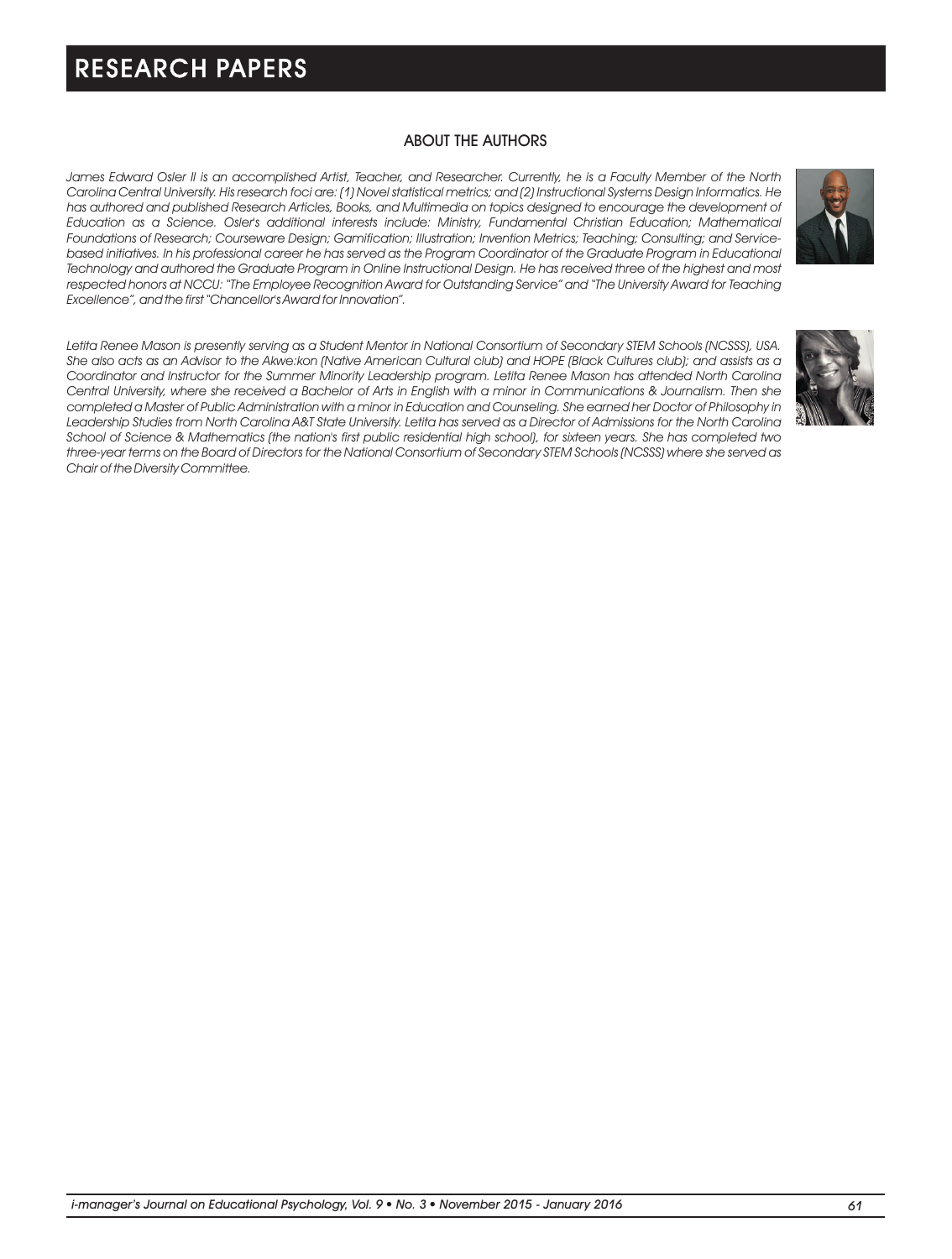## ABOUT THE AUTHORS

*James Edward Osler II is an accomplished Artist, Teacher, and Researcher. Currently, he is a Faculty Member of the North Carolina Central University. His research foci are: (1) Novel statistical metrics; and (2) Instructional Systems Design Informatics. He has authored and published Research Articles, Books, and Multimedia on topics designed to encourage the development of Education as a Science. Osler's additional interests include: Ministry, Fundamental Christian Education; Mathematical Foundations of Research; Courseware Design; Gamification; Illustration; Invention Metrics; Teaching; Consulting; and Service-based initiatives. In his professional career he has served as the Program Coordinator of the Graduate Program in Educational Technology and authored the Graduate Program in Online Instructional Design. He has received three of the highest and most respected honors at NCCU: "The Employee Recognition Award for Outstanding Service" and "The University Award for Teaching Excellence", and the first "Chancellor's Award for Innovation".*

*Letita Renee Mason is presently serving as a Student Mentor in National Consortium of Secondary STEM Schools (NCSSS), USA. She also acts as an Advisor to the Akwe:kon (Native American Cultural club) and HOPE (Black Cultures club); and assists as a Coordinator and Instructor for the Summer Minority Leadership program. Letita Renee Mason has attended North Carolina Central University, where she received a Bachelor of Arts in English with a minor in Communications & Journalism. Then she completed a Master of Public Administration with a minor in Education and Counseling. She earned her Doctor of Philosophy in Leadership Studies from North Carolina A&T State University. Letita has served as a Director of Admissions for the North Carolina School of Science & Mathematics (the nation's first public residential high school), for sixteen years. She has completed two three-year terms on the Board of Directors for the National Consortium of Secondary STEM Schools (NCSSS) where she served as Chair of the Diversity Committee.*